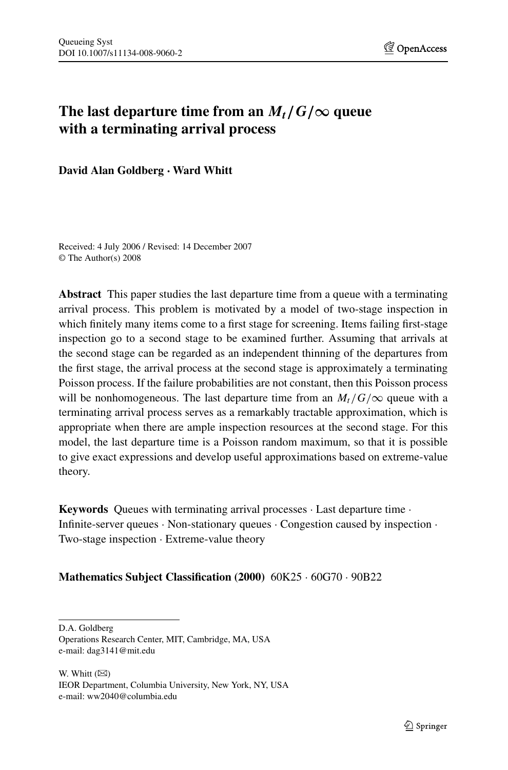# The last departure time from an $M_t/G/\infty$ queue with a terminating arrival process

**David Alan Goldberg · Ward Whitt**

Received: 4 July 2006 / Revised: 14 December 2007
© The Author(s) 2008

**Abstract** This paper studies the last departure time from a queue with a terminating arrival process. This problem is motivated by a model of two-stage inspection in which finitely many items come to a first stage for screening. Items failing first-stage inspection go to a second stage to be examined further. Assuming that arrivals at the second stage can be regarded as an independent thinning of the departures from the first stage, the arrival process at the second stage is approximately a terminating Poisson process. If the failure probabilities are not constant, then this Poisson process will be nonhomogeneous. The last departure time from an $M_t/G/\infty$ queue with a terminating arrival process serves as a remarkably tractable approximation, which is appropriate when there are ample inspection resources at the second stage. For this model, the last departure time is a Poisson random maximum, so that it is possible to give exact expressions and develop useful approximations based on extreme-value theory.

**Keywords** Queues with terminating arrival processes · Last departure time · Infinite-server queues · Non-stationary queues · Congestion caused by inspection · Two-stage inspection · Extreme-value theory

**Mathematics Subject Classification (2000)** 60K25 · 60G70 · 90B22

---

D.A. Goldberg
Operations Research Center, MIT, Cambridge, MA, USA
e-mail: dag3141@mit.edu

W. Whitt (✉)
IEOR Department, Columbia University, New York, NY, USA
e-mail: ww2040@columbia.edu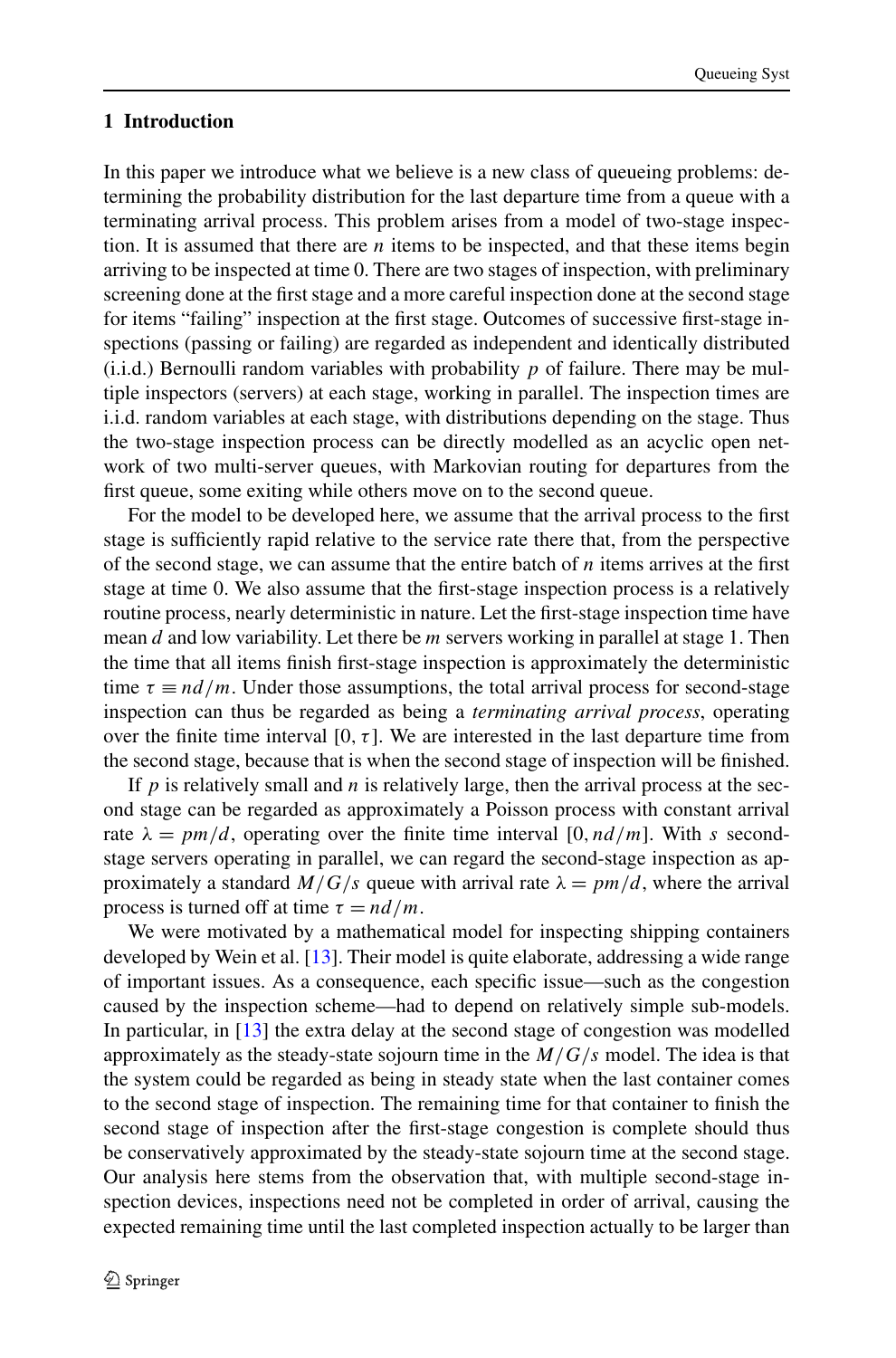## 1 Introduction

In this paper we introduce what we believe is a new class of queueing problems: determining the probability distribution for the last departure time from a queue with a terminating arrival process. This problem arises from a model of two-stage inspection. It is assumed that there are $n$ items to be inspected, and that these items begin arriving to be inspected at time 0. There are two stages of inspection, with preliminary screening done at the first stage and a more careful inspection done at the second stage for items "failing" inspection at the first stage. Outcomes of successive first-stage inspections (passing or failing) are regarded as independent and identically distributed (i.i.d.) Bernoulli random variables with probability $p$ of failure. There may be multiple inspectors (servers) at each stage, working in parallel. The inspection times are i.i.d. random variables at each stage, with distributions depending on the stage. Thus the two-stage inspection process can be directly modelled as an acyclic open network of two multi-server queues, with Markovian routing for departures from the first queue, some exiting while others move on to the second queue.

For the model to be developed here, we assume that the arrival process to the first stage is sufficiently rapid relative to the service rate there that, from the perspective of the second stage, we can assume that the entire batch of $n$ items arrives at the first stage at time 0. We also assume that the first-stage inspection process is a relatively routine process, nearly deterministic in nature. Let the first-stage inspection time have mean $d$ and low variability. Let there be $m$ servers working in parallel at stage 1. Then the time that all items finish first-stage inspection is approximately the deterministic time $\tau \equiv nd/m$. Under those assumptions, the total arrival process for second-stage inspection can thus be regarded as being a *terminating arrival process*, operating over the finite time interval $[0, \tau]$. We are interested in the last departure time from the second stage, because that is when the second stage of inspection will be finished.

If $p$ is relatively small and $n$ is relatively large, then the arrival process at the second stage can be regarded as approximately a Poisson process with constant arrival rate $\lambda = pm/d$, operating over the finite time interval $[0, nd/m]$. With $s$ second-stage servers operating in parallel, we can regard the second-stage inspection as approximately a standard $M/G/s$ queue with arrival rate $\lambda = pm/d$, where the arrival process is turned off at time $\tau = nd/m$.

We were motivated by a mathematical model for inspecting shipping containers developed by Wein et al. [13]. Their model is quite elaborate, addressing a wide range of important issues. As a consequence, each specific issue—such as the congestion caused by the inspection scheme—had to depend on relatively simple sub-models. In particular, in [13] the extra delay at the second stage of congestion was modelled approximately as the steady-state sojourn time in the $M/G/s$ model. The idea is that the system could be regarded as being in steady state when the last container comes to the second stage of inspection. The remaining time for that container to finish the second stage of inspection after the first-stage congestion is complete should thus be conservatively approximated by the steady-state sojourn time at the second stage. Our analysis here stems from the observation that, with multiple second-stage inspection devices, inspections need not be completed in order of arrival, causing the expected remaining time until the last completed inspection actually to be larger than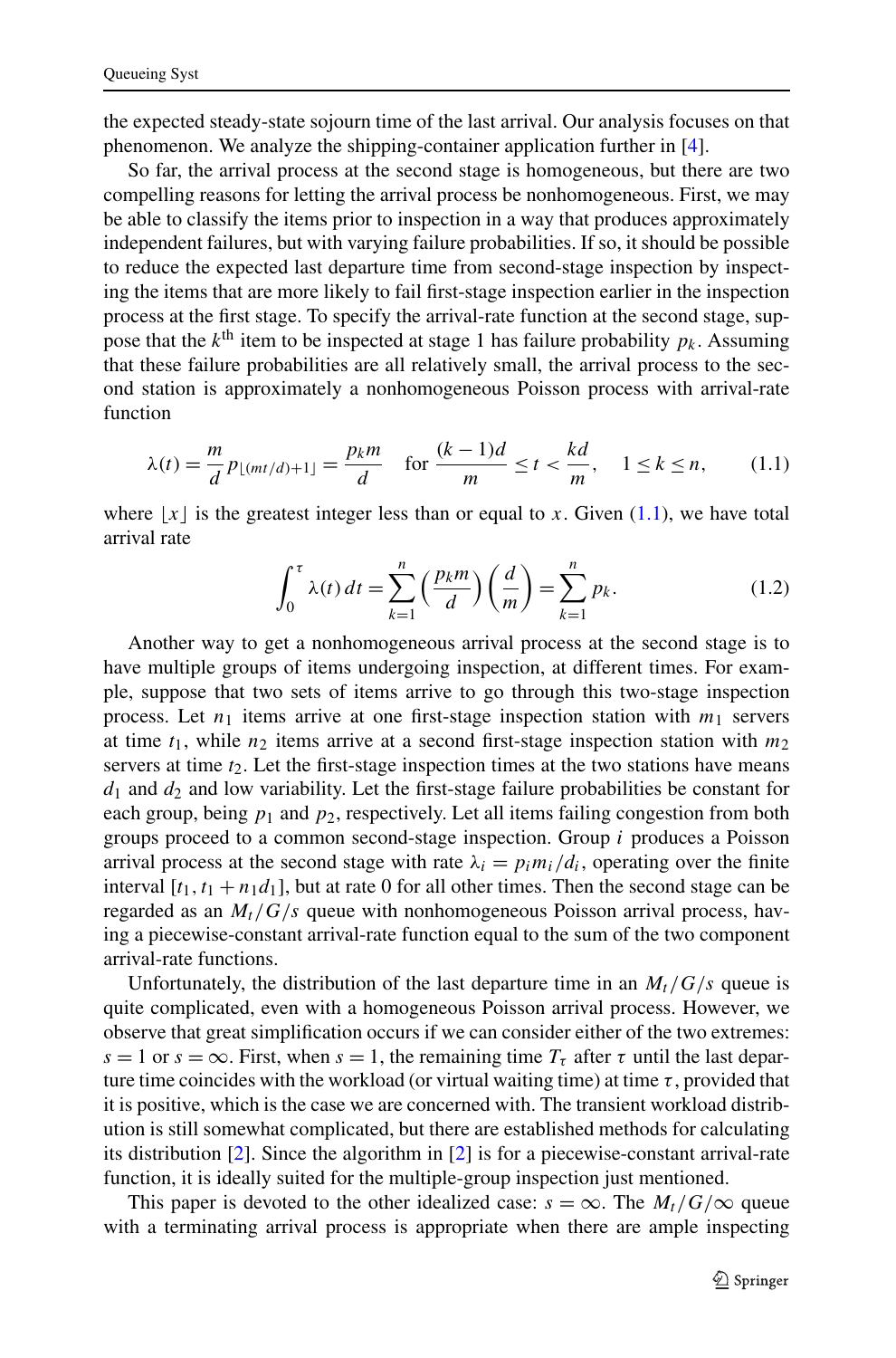the expected steady-state sojourn time of the last arrival. Our analysis focuses on that phenomenon. We analyze the shipping-container application further in [4].

So far, the arrival process at the second stage is homogeneous, but there are two compelling reasons for letting the arrival process be nonhomogeneous. First, we may be able to classify the items prior to inspection in a way that produces approximately independent failures, but with varying failure probabilities. If so, it should be possible to reduce the expected last departure time from second-stage inspection by inspecting the items that are more likely to fail first-stage inspection earlier in the inspection process at the first stage. To specify the arrival-rate function at the second stage, suppose that the $k^{\text{th}}$ item to be inspected at stage 1 has failure probability $p_k$. Assuming that these failure probabilities are all relatively small, the arrival process to the second station is approximately a nonhomogeneous Poisson process with arrival-rate function

$$\lambda(t) = \frac{m}{d} p_{\lfloor (mt/d)+1 \rfloor} = \frac{p_k m}{d} \quad \text{for } \frac{(k-1)d}{m} \le t < \frac{kd}{m}, \quad 1 \le k \le n, \tag{1.1}$$

where $\lfloor x \rfloor$ is the greatest integer less than or equal to $x$. Given (1.1), we have total arrival rate

$$\int_0^\tau \lambda(t)\, dt = \sum_{k=1}^{n} \left( \frac{p_k m}{d} \right) \left( \frac{d}{m} \right) = \sum_{k=1}^{n} p_k. \tag{1.2}$$

Another way to get a nonhomogeneous arrival process at the second stage is to have multiple groups of items undergoing inspection, at different times. For example, suppose that two sets of items arrive to go through this two-stage inspection process. Let $n_1$ items arrive at one first-stage inspection station with $m_1$ servers at time $t_1$, while $n_2$ items arrive at a second first-stage inspection station with $m_2$ servers at time $t_2$. Let the first-stage inspection times at the two stations have means $d_1$ and $d_2$ and low variability. Let the first-stage failure probabilities be constant for each group, being $p_1$ and $p_2$, respectively. Let all items failing congestion from both groups proceed to a common second-stage inspection. Group $i$ produces a Poisson arrival process at the second stage with rate $\lambda_i = p_i m_i / d_i$, operating over the finite interval $[t_1, t_1 + n_1 d_1]$, but at rate 0 for all other times. Then the second stage can be regarded as an $M_t/G/s$ queue with nonhomogeneous Poisson arrival process, having a piecewise-constant arrival-rate function equal to the sum of the two component arrival-rate functions.

Unfortunately, the distribution of the last departure time in an $M_t/G/s$ queue is quite complicated, even with a homogeneous Poisson arrival process. However, we observe that great simplification occurs if we can consider either of the two extremes: $s = 1$ or $s = \infty$. First, when $s = 1$, the remaining time $T_\tau$ after $\tau$ until the last departure time coincides with the workload (or virtual waiting time) at time $\tau$, provided that it is positive, which is the case we are concerned with. The transient workload distribution is still somewhat complicated, but there are established methods for calculating its distribution [2]. Since the algorithm in [2] is for a piecewise-constant arrival-rate function, it is ideally suited for the multiple-group inspection just mentioned.

This paper is devoted to the other idealized case: $s = \infty$. The $M_t/G/\infty$ queue with a terminating arrival process is appropriate when there are ample inspecting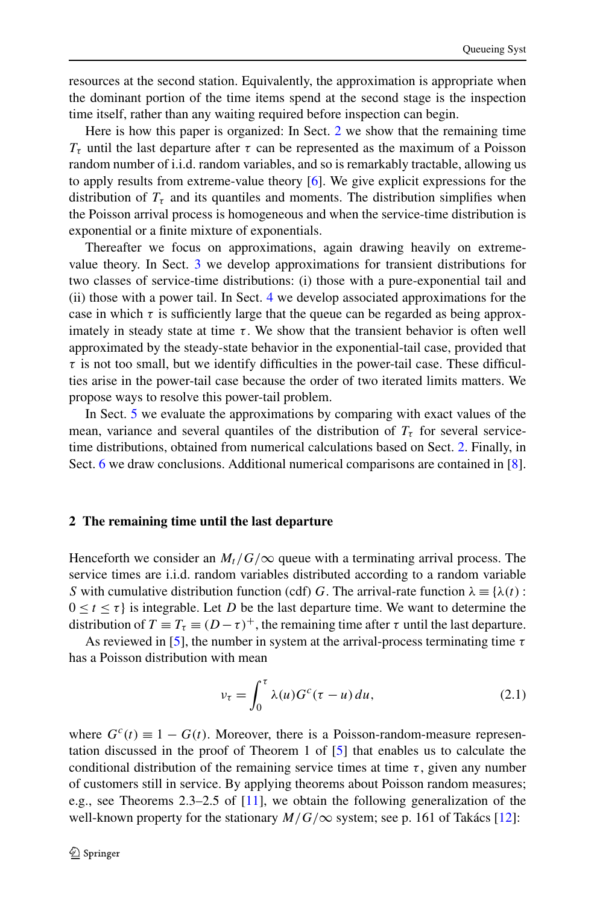resources at the second station. Equivalently, the approximation is appropriate when the dominant portion of the time items spend at the second stage is the inspection time itself, rather than any waiting required before inspection can begin.

Here is how this paper is organized: In Sect. 2 we show that the remaining time $T_\tau$ until the last departure after $\tau$ can be represented as the maximum of a Poisson random number of i.i.d. random variables, and so is remarkably tractable, allowing us to apply results from extreme-value theory [6]. We give explicit expressions for the distribution of $T_\tau$ and its quantiles and moments. The distribution simplifies when the Poisson arrival process is homogeneous and when the service-time distribution is exponential or a finite mixture of exponentials.

Thereafter we focus on approximations, again drawing heavily on extreme-value theory. In Sect. 3 we develop approximations for transient distributions for two classes of service-time distributions: (i) those with a pure-exponential tail and (ii) those with a power tail. In Sect. 4 we develop associated approximations for the case in which $\tau$ is sufficiently large that the queue can be regarded as being approximately in steady state at time $\tau$. We show that the transient behavior is often well approximated by the steady-state behavior in the exponential-tail case, provided that $\tau$ is not too small, but we identify difficulties in the power-tail case. These difficulties arise in the power-tail case because the order of two iterated limits matters. We propose ways to resolve this power-tail problem.

In Sect. 5 we evaluate the approximations by comparing with exact values of the mean, variance and several quantiles of the distribution of $T_\tau$ for several service-time distributions, obtained from numerical calculations based on Sect. 2. Finally, in Sect. 6 we draw conclusions. Additional numerical comparisons are contained in [8].

## 2 The remaining time until the last departure

Henceforth we consider an $M_t/G/\infty$ queue with a terminating arrival process. The service times are i.i.d. random variables distributed according to a random variable $S$ with cumulative distribution function (cdf) $G$. The arrival-rate function $\lambda \equiv \{\lambda(t) : 0 \le t \le \tau\}$ is integrable. Let $D$ be the last departure time. We want to determine the distribution of $T \equiv T_\tau \equiv (D - \tau)^+$, the remaining time after $\tau$ until the last departure.

As reviewed in [5], the number in system at the arrival-process terminating time $\tau$ has a Poisson distribution with mean

$$\nu_\tau = \int_0^\tau \lambda(u) G^c(\tau - u)\, du, \tag{2.1}$$

where $G^c(t) \equiv 1 - G(t)$. Moreover, there is a Poisson-random-measure representation discussed in the proof of Theorem 1 of [5] that enables us to calculate the conditional distribution of the remaining service times at time $\tau$, given any number of customers still in service. By applying theorems about Poisson random measures; e.g., see Theorems 2.3–2.5 of [11], we obtain the following generalization of the well-known property for the stationary $M/G/\infty$ system; see p. 161 of Takács [12]: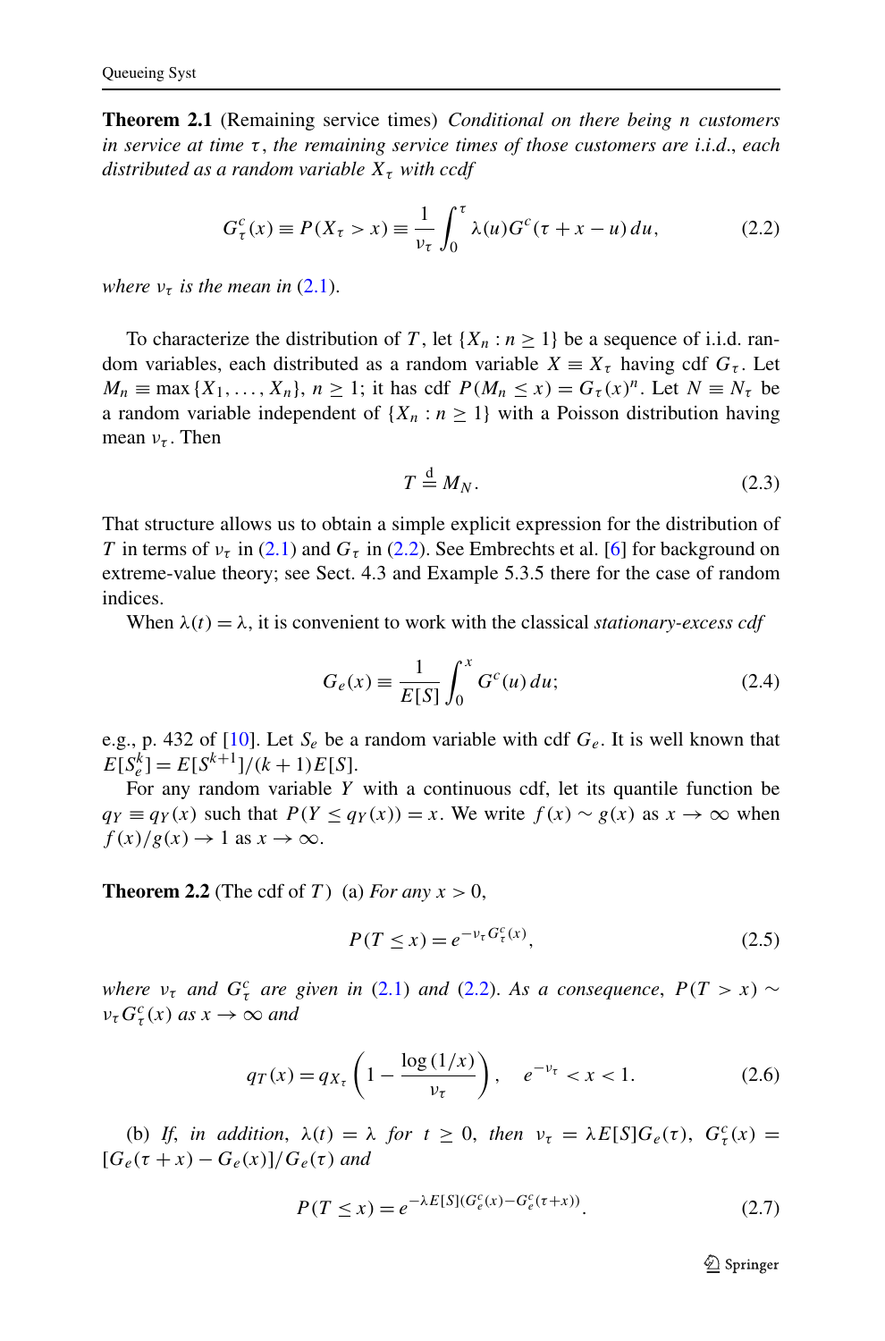**Theorem 2.1** (Remaining service times) *Conditional on there being $n$ customers in service at time $\tau$, the remaining service times of those customers are i.i.d., each distributed as a random variable $X_\tau$ with ccdf*

$$G^c_\tau(x) \equiv P(X_\tau > x) \equiv \frac{1}{\nu_\tau}\int_0^\tau \lambda(u) G^c(\tau + x - u)\, du, \tag{2.2}$$

*where $\nu_\tau$ is the mean in* (2.1).

To characterize the distribution of $T$, let $\{X_n : n \geq 1\}$ be a sequence of i.i.d. random variables, each distributed as a random variable $X \equiv X_\tau$ having cdf $G_\tau$. Let $M_n \equiv \max\{X_1, \ldots, X_n\}$, $n \geq 1$; it has cdf $P(M_n \leq x) = G_\tau(x)^n$. Let $N \equiv N_\tau$ be a random variable independent of $\{X_n : n \geq 1\}$ with a Poisson distribution having mean $\nu_\tau$. Then

$$T \stackrel{\mathrm{d}}{=} M_N. \tag{2.3}$$

That structure allows us to obtain a simple explicit expression for the distribution of $T$ in terms of $\nu_\tau$ in (2.1) and $G_\tau$ in (2.2). See Embrechts et al. [6] for background on extreme-value theory; see Sect. 4.3 and Example 5.3.5 there for the case of random indices.

When $\lambda(t) = \lambda$, it is convenient to work with the classical *stationary-excess cdf*

$$G_e(x) \equiv \frac{1}{E[S]}\int_0^x G^c(u)\, du; \tag{2.4}$$

e.g., p. 432 of [10]. Let $S_e$ be a random variable with cdf $G_e$. It is well known that $E[S_e^k] = E[S^{k+1}]/(k+1)E[S]$.

For any random variable $Y$ with a continuous cdf, let its quantile function be $q_Y \equiv q_Y(x)$ such that $P(Y \leq q_Y(x)) = x$. We write $f(x) \sim g(x)$ as $x \to \infty$ when $f(x)/g(x) \to 1$ as $x \to \infty$.

**Theorem 2.2** (The cdf of $T$) (a) *For any $x > 0$,*

$$P(T \leq x) = e^{-\nu_\tau G^c_\tau(x)}, \tag{2.5}$$

*where $\nu_\tau$ and $G^c_\tau$ are given in* (2.1) *and* (2.2). *As a consequence, $P(T > x) \sim \nu_\tau G^c_\tau(x)$ as $x \to \infty$ and*

$$q_T(x) = q_{X_\tau}\left(1 - \frac{\log(1/x)}{\nu_\tau}\right), \quad e^{-\nu_\tau} < x < 1. \tag{2.6}$$

(b) *If, in addition, $\lambda(t) = \lambda$ for $t \geq 0$, then $\nu_\tau = \lambda E[S] G_e(\tau)$, $G^c_\tau(x) = [G_e(\tau + x) - G_e(x)]/G_e(\tau)$ and*

$$P(T \leq x) = e^{-\lambda E[S](G^c_e(x) - G^c_e(\tau + x))}. \tag{2.7}$$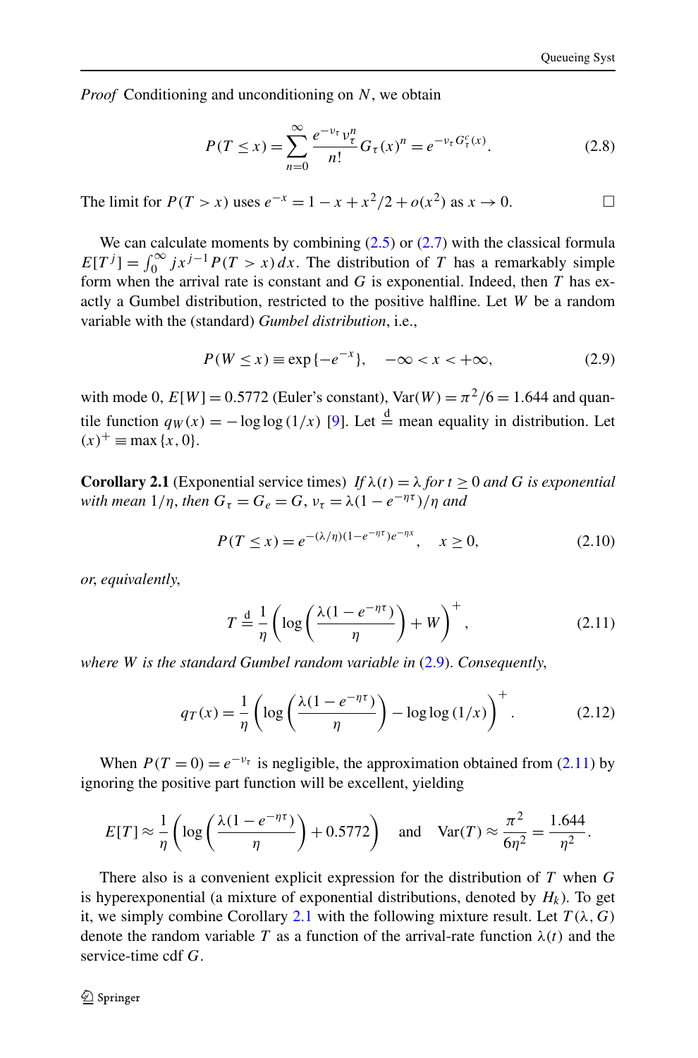*Proof* Conditioning and unconditioning on $N$, we obtain

$$P(T \le x) = \sum_{n=0}^{\infty} \frac{e^{-\nu_\tau} \nu_\tau^n}{n!} G_\tau(x)^n = e^{-\nu_\tau G_\tau^c(x)}. \tag{2.8}$$

The limit for $P(T > x)$ uses $e^{-x} = 1 - x + x^2/2 + o(x^2)$ as $x \to 0$. □

We can calculate moments by combining (2.5) or (2.7) with the classical formula $E[T^j] = \int_0^\infty j x^{j-1} P(T > x)\, dx$. The distribution of $T$ has a remarkably simple form when the arrival rate is constant and $G$ is exponential. Indeed, then $T$ has exactly a Gumbel distribution, restricted to the positive halfline. Let $W$ be a random variable with the (standard) *Gumbel distribution*, i.e.,

$$P(W \le x) \equiv \exp\{-e^{-x}\}, \quad -\infty < x < +\infty, \tag{2.9}$$

with mode 0, $E[W] = 0.5772$ (Euler's constant), $\mathrm{Var}(W) = \pi^2/6 = 1.644$ and quantile function $q_W(x) = -\log\log(1/x)$ [9]. Let $\stackrel{\mathrm{d}}{=}$ mean equality in distribution. Let $(x)^+ \equiv \max\{x, 0\}$.

**Corollary 2.1** (Exponential service times) *If $\lambda(t) = \lambda$ for $t \ge 0$ and $G$ is exponential with mean $1/\eta$, then $G_\tau = G_e = G$, $\nu_\tau = \lambda(1 - e^{-\eta\tau})/\eta$ and*

$$P(T \le x) = e^{-(\lambda/\eta)(1-e^{-\eta\tau})e^{-\eta x}}, \quad x \ge 0, \tag{2.10}$$

*or, equivalently,*

$$T \stackrel{\mathrm{d}}{=} \frac{1}{\eta}\left(\log\left(\frac{\lambda(1-e^{-\eta\tau})}{\eta}\right) + W\right)^+, \tag{2.11}$$

*where $W$ is the standard Gumbel random variable in (2.9). Consequently,*

$$q_T(x) = \frac{1}{\eta}\left(\log\left(\frac{\lambda(1-e^{-\eta\tau})}{\eta}\right) - \log\log(1/x)\right)^+. \tag{2.12}$$

When $P(T = 0) = e^{-\nu_\tau}$ is negligible, the approximation obtained from (2.11) by ignoring the positive part function will be excellent, yielding

$$E[T] \approx \frac{1}{\eta}\left(\log\left(\frac{\lambda(1-e^{-\eta\tau})}{\eta}\right) + 0.5772\right) \quad \text{and} \quad \mathrm{Var}(T) \approx \frac{\pi^2}{6\eta^2} = \frac{1.644}{\eta^2}.$$

There also is a convenient explicit expression for the distribution of $T$ when $G$ is hyperexponential (a mixture of exponential distributions, denoted by $H_k$). To get it, we simply combine Corollary 2.1 with the following mixture result. Let $T(\lambda, G)$ denote the random variable $T$ as a function of the arrival-rate function $\lambda(t)$ and the service-time cdf $G$.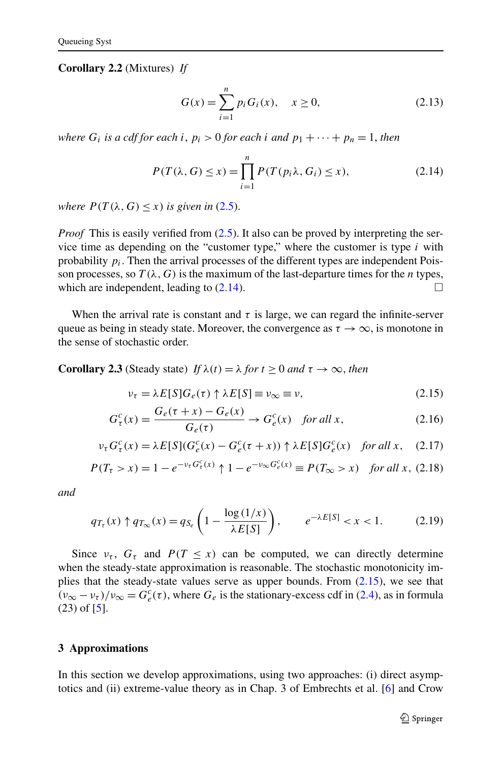**Corollary 2.2** (Mixtures) *If*

$$G(x) = \sum_{i=1}^{n} p_i G_i(x), \quad x \geq 0, \tag{2.13}$$

*where $G_i$ is a cdf for each $i$, $p_i > 0$ for each $i$ and $p_1 + \cdots + p_n = 1$, then*

$$P(T(\lambda, G) \leq x) = \prod_{i=1}^{n} P(T(p_i\lambda, G_i) \leq x), \tag{2.14}$$

*where $P(T(\lambda, G) \leq x)$ is given in (2.5).*

*Proof* This is easily verified from (2.5). It also can be proved by interpreting the service time as depending on the "customer type," where the customer is type $i$ with probability $p_i$. Then the arrival processes of the different types are independent Poisson processes, so $T(\lambda, G)$ is the maximum of the last-departure times for the $n$ types, which are independent, leading to (2.14). □

When the arrival rate is constant and $\tau$ is large, we can regard the infinite-server queue as being in steady state. Moreover, the convergence as $\tau \to \infty$, is monotone in the sense of stochastic order.

**Corollary 2.3** (Steady state) *If $\lambda(t) = \lambda$ for $t \geq 0$ and $\tau \to \infty$, then*

$$\nu_\tau = \lambda E[S] G_e(\tau) \uparrow \lambda E[S] \equiv \nu_\infty \equiv \nu, \tag{2.15}$$

$$G_\tau^c(x) = \frac{G_e(\tau + x) - G_e(x)}{G_e(\tau)} \to G_e^c(x) \quad \text{for all } x, \tag{2.16}$$

$$\nu_\tau G_\tau^c(x) = \lambda E[S](G_e^c(x) - G_e^c(\tau + x)) \uparrow \lambda E[S] G_e^c(x) \quad \text{for all } x, \tag{2.17}$$

$$P(T_\tau > x) = 1 - e^{-\nu_\tau G_\tau^c(x)} \uparrow 1 - e^{-\nu_\infty G_e^c(x)} \equiv P(T_\infty > x) \quad \text{for all } x, \tag{2.18}$$

*and*

$$q_{T_\tau}(x) \uparrow q_{T_\infty}(x) = q_{S_e}\left(1 - \frac{\log(1/x)}{\lambda E[S]}\right), \qquad e^{-\lambda E[S]} < x < 1. \tag{2.19}$$

Since $\nu_\tau$, $G_\tau$ and $P(T \leq x)$ can be computed, we can directly determine when the steady-state approximation is reasonable. The stochastic monotonicity implies that the steady-state values serve as upper bounds. From (2.15), we see that $(\nu_\infty - \nu_\tau)/\nu_\infty = G_e^c(\tau)$, where $G_e$ is the stationary-excess cdf in (2.4), as in formula (23) of [5].

## 3 Approximations

In this section we develop approximations, using two approaches: (i) direct asymptotics and (ii) extreme-value theory as in Chap. 3 of Embrechts et al. [6] and Crow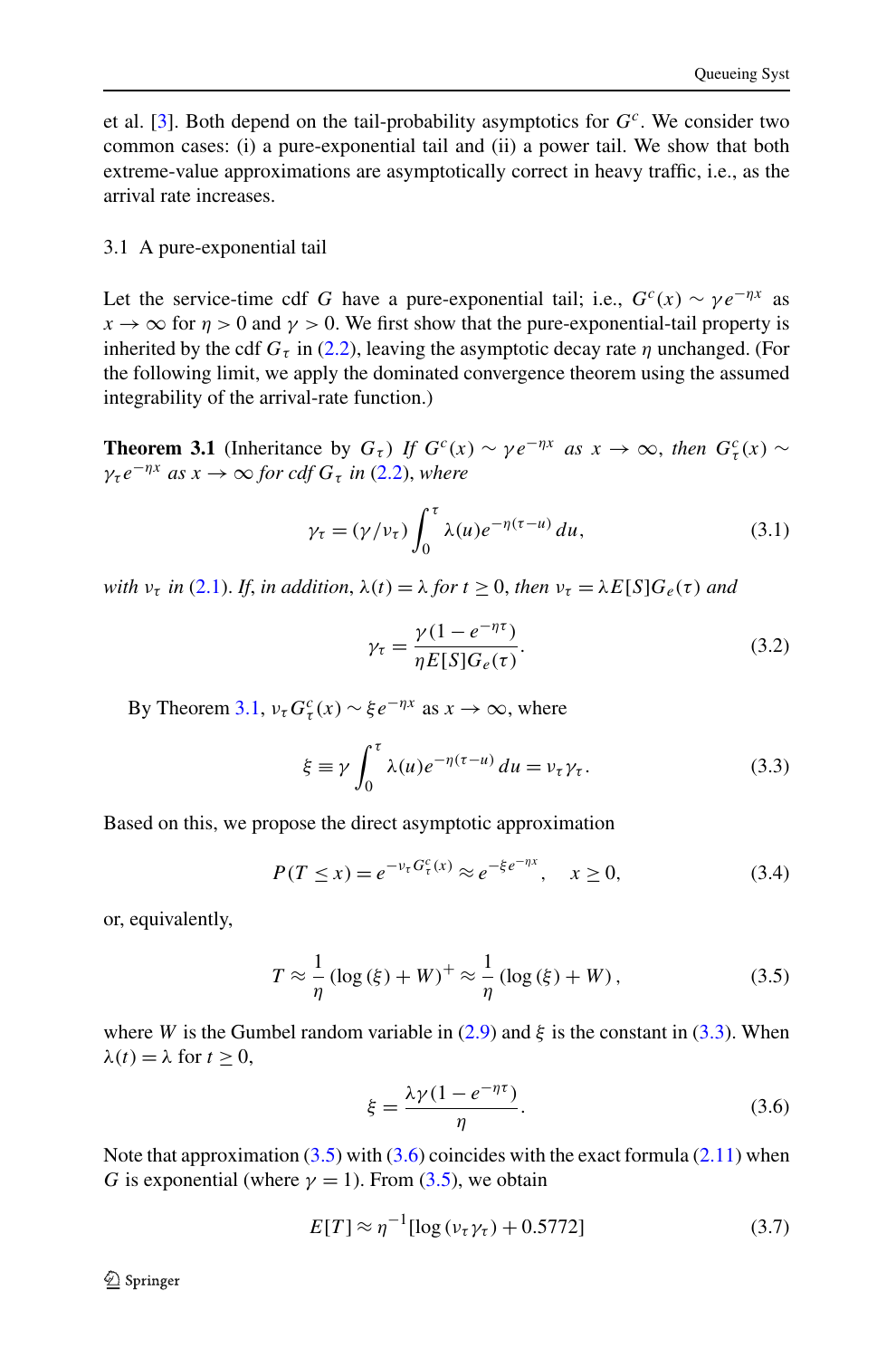et al. [3]. Both depend on the tail-probability asymptotics for $G^c$. We consider two common cases: (i) a pure-exponential tail and (ii) a power tail. We show that both extreme-value approximations are asymptotically correct in heavy traffic, i.e., as the arrival rate increases.

### 3.1 A pure-exponential tail

Let the service-time cdf $G$ have a pure-exponential tail; i.e., $G^c(x) \sim \gamma e^{-\eta x}$ as $x \to \infty$ for $\eta > 0$ and $\gamma > 0$. We first show that the pure-exponential-tail property is inherited by the cdf $G_\tau$ in (2.2), leaving the asymptotic decay rate $\eta$ unchanged. (For the following limit, we apply the dominated convergence theorem using the assumed integrability of the arrival-rate function.)

**Theorem 3.1** (Inheritance by $G_\tau$) *If $G^c(x) \sim \gamma e^{-\eta x}$ as $x \to \infty$, then $G_\tau^c(x) \sim \gamma_\tau e^{-\eta x}$ as $x \to \infty$ for cdf $G_\tau$ in (2.2), where*

$$\gamma_\tau = (\gamma/\nu_\tau) \int_0^\tau \lambda(u) e^{-\eta(\tau - u)}\, du, \tag{3.1}$$

*with $\nu_\tau$ in (2.1). If, in addition, $\lambda(t) = \lambda$ for $t \geq 0$, then $\nu_\tau = \lambda E[S] G_e(\tau)$ and*

$$\gamma_\tau = \frac{\gamma(1 - e^{-\eta\tau})}{\eta E[S] G_e(\tau)}. \tag{3.2}$$

By Theorem 3.1, $\nu_\tau G_\tau^c(x) \sim \xi e^{-\eta x}$ as $x \to \infty$, where

$$\xi \equiv \gamma \int_0^\tau \lambda(u) e^{-\eta(\tau - u)}\, du = \nu_\tau \gamma_\tau. \tag{3.3}$$

Based on this, we propose the direct asymptotic approximation

$$P(T \leq x) = e^{-\nu_\tau G_\tau^c(x)} \approx e^{-\xi e^{-\eta x}}, \quad x \geq 0, \tag{3.4}$$

or, equivalently,

$$T \approx \frac{1}{\eta} (\log(\xi) + W)^+ \approx \frac{1}{\eta} (\log(\xi) + W), \tag{3.5}$$

where $W$ is the Gumbel random variable in (2.9) and $\xi$ is the constant in (3.3). When $\lambda(t) = \lambda$ for $t \geq 0$,

$$\xi = \frac{\lambda\gamma(1 - e^{-\eta\tau})}{\eta}. \tag{3.6}$$

Note that approximation (3.5) with (3.6) coincides with the exact formula (2.11) when $G$ is exponential (where $\gamma = 1$). From (3.5), we obtain

$$E[T] \approx \eta^{-1}[\log(\nu_\tau\gamma_\tau) + 0.5772] \tag{3.7}$$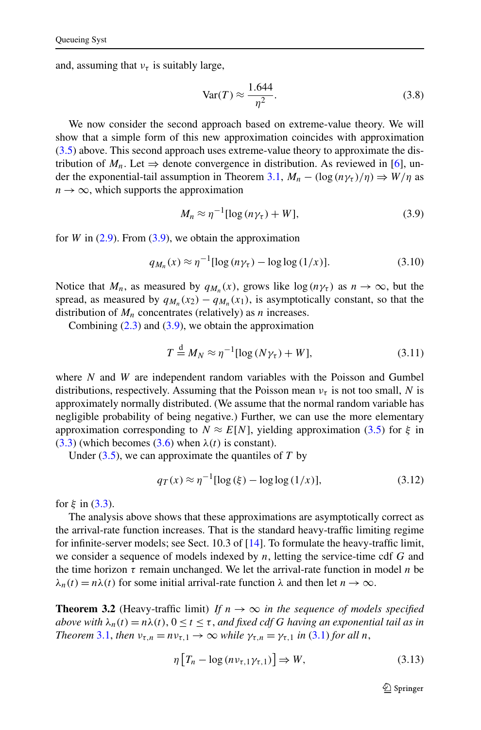and, assuming that $\nu_\tau$ is suitably large,

$$\mathrm{Var}(T) \approx \frac{1.644}{\eta^2}. \tag{3.8}$$

We now consider the second approach based on extreme-value theory. We will show that a simple form of this new approximation coincides with approximation (3.5) above. This second approach uses extreme-value theory to approximate the distribution of $M_n$. Let $\Rightarrow$ denote convergence in distribution. As reviewed in [6], under the exponential-tail assumption in Theorem 3.1, $M_n - (\log(n\gamma_\tau)/\eta) \Rightarrow W/\eta$ as $n \to \infty$, which supports the approximation

$$M_n \approx \eta^{-1}[\log(n\gamma_\tau) + W], \tag{3.9}$$

for $W$ in (2.9). From (3.9), we obtain the approximation

$$q_{M_n}(x) \approx \eta^{-1}[\log(n\gamma_\tau) - \log\log(1/x)]. \tag{3.10}$$

Notice that $M_n$, as measured by $q_{M_n}(x)$, grows like $\log(n\gamma_\tau)$ as $n \to \infty$, but the spread, as measured by $q_{M_n}(x_2) - q_{M_n}(x_1)$, is asymptotically constant, so that the distribution of $M_n$ concentrates (relatively) as $n$ increases.

Combining (2.3) and (3.9), we obtain the approximation

$$T \stackrel{\mathrm{d}}{=} M_N \approx \eta^{-1}[\log(N\gamma_\tau) + W], \tag{3.11}$$

where $N$ and $W$ are independent random variables with the Poisson and Gumbel distributions, respectively. Assuming that the Poisson mean $\nu_\tau$ is not too small, $N$ is approximately normally distributed. (We assume that the normal random variable has negligible probability of being negative.) Further, we can use the more elementary approximation corresponding to $N \approx E[N]$, yielding approximation (3.5) for $\xi$ in (3.3) (which becomes (3.6) when $\lambda(t)$ is constant).

Under (3.5), we can approximate the quantiles of $T$ by

$$q_T(x) \approx \eta^{-1}[\log(\xi) - \log\log(1/x)], \tag{3.12}$$

for $\xi$ in (3.3).

The analysis above shows that these approximations are asymptotically correct as the arrival-rate function increases. That is the standard heavy-traffic limiting regime for infinite-server models; see Sect. 10.3 of [14]. To formulate the heavy-traffic limit, we consider a sequence of models indexed by $n$, letting the service-time cdf $G$ and the time horizon $\tau$ remain unchanged. We let the arrival-rate function in model $n$ be $\lambda_n(t) = n\lambda(t)$ for some initial arrival-rate function $\lambda$ and then let $n \to \infty$.

**Theorem 3.2** (Heavy-traffic limit) *If $n \to \infty$ in the sequence of models specified above with $\lambda_n(t) = n\lambda(t)$, $0 \le t \le \tau$, and fixed cdf $G$ having an exponential tail as in Theorem 3.1, then $\nu_{\tau,n} = n\nu_{\tau,1} \to \infty$ while $\gamma_{\tau,n} = \gamma_{\tau,1}$ in (3.1) for all $n$,*

$$\eta\left[T_n - \log(n\nu_{\tau,1}\gamma_{\tau,1})\right] \Rightarrow W, \tag{3.13}$$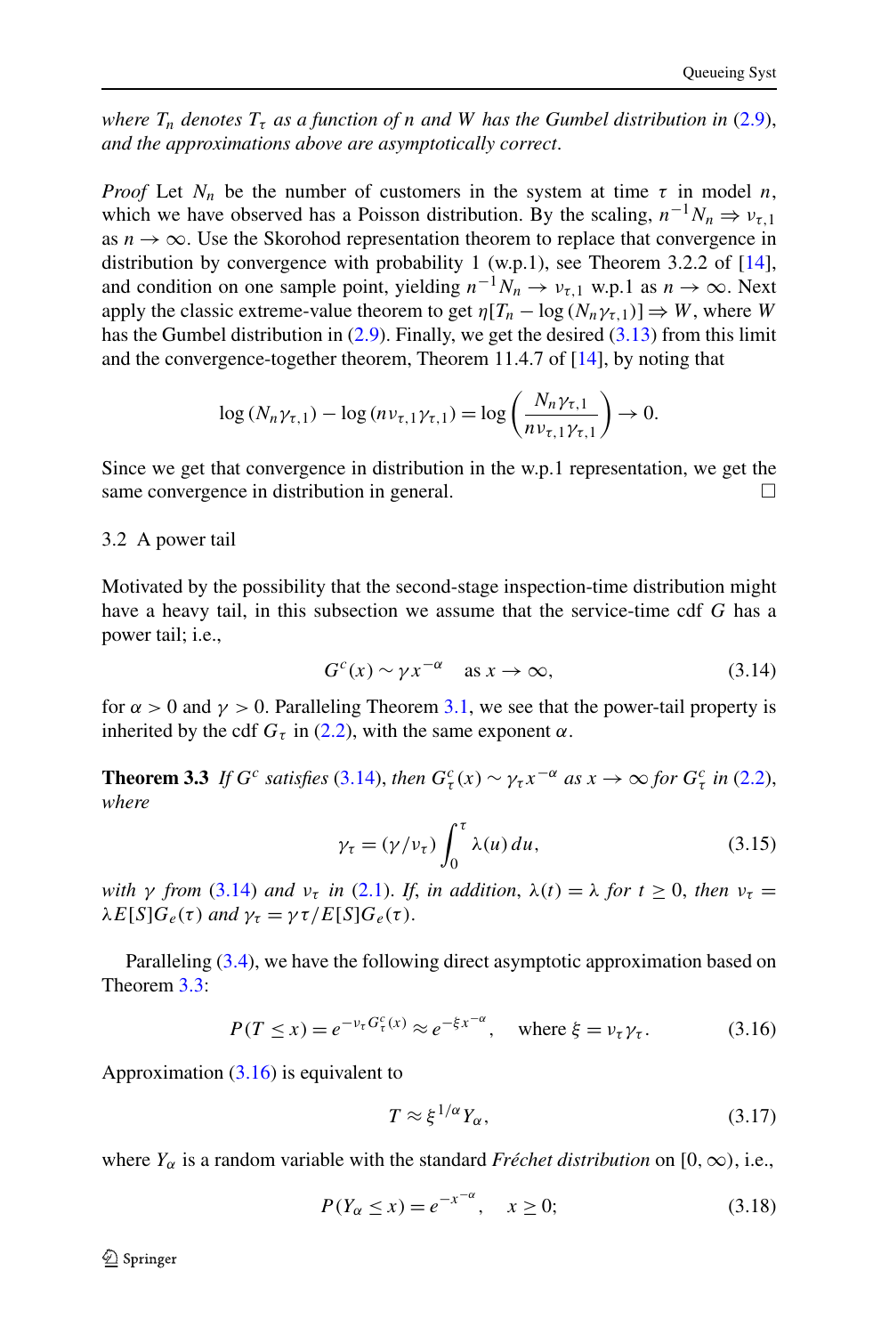*where $T_n$ denotes $T_\tau$ as a function of n and W has the Gumbel distribution in (2.9), and the approximations above are asymptotically correct.*

*Proof* Let $N_n$ be the number of customers in the system at time $\tau$ in model $n$, which we have observed has a Poisson distribution. By the scaling, $n^{-1}N_n \Rightarrow \nu_{\tau,1}$ as $n \to \infty$. Use the Skorohod representation theorem to replace that convergence in distribution by convergence with probability 1 (w.p.1), see Theorem 3.2.2 of [14], and condition on one sample point, yielding $n^{-1}N_n \to \nu_{\tau,1}$ w.p.1 as $n \to \infty$. Next apply the classic extreme-value theorem to get $\eta[T_n - \log(N_n\gamma_{\tau,1})] \Rightarrow W$, where $W$ has the Gumbel distribution in (2.9). Finally, we get the desired (3.13) from this limit and the convergence-together theorem, Theorem 11.4.7 of [14], by noting that

$$\log(N_n\gamma_{\tau,1}) - \log(n\nu_{\tau,1}\gamma_{\tau,1}) = \log\left(\frac{N_n\gamma_{\tau,1}}{n\nu_{\tau,1}\gamma_{\tau,1}}\right) \to 0.$$

Since we get that convergence in distribution in the w.p.1 representation, we get the same convergence in distribution in general. □

### 3.2 A power tail

Motivated by the possibility that the second-stage inspection-time distribution might have a heavy tail, in this subsection we assume that the service-time cdf $G$ has a power tail; i.e.,

$$G^c(x) \sim \gamma x^{-\alpha} \quad \text{as } x \to \infty, \tag{3.14}$$

for $\alpha > 0$ and $\gamma > 0$. Paralleling Theorem 3.1, we see that the power-tail property is inherited by the cdf $G_\tau$ in (2.2), with the same exponent $\alpha$.

**Theorem 3.3** *If $G^c$ satisfies (3.14), then $G_\tau^c(x) \sim \gamma_\tau x^{-\alpha}$ as $x \to \infty$ for $G_\tau^c$ in (2.2), where*

$$\gamma_\tau = (\gamma/\nu_\tau)\int_0^\tau \lambda(u)\,du, \tag{3.15}$$

*with $\gamma$ from (3.14) and $\nu_\tau$ in (2.1). If, in addition, $\lambda(t) = \lambda$ for $t \geq 0$, then $\nu_\tau = \lambda E[S]G_e(\tau)$ and $\gamma_\tau = \gamma\tau/E[S]G_e(\tau)$.*

Paralleling (3.4), we have the following direct asymptotic approximation based on Theorem 3.3:

$$P(T \leq x) = e^{-\nu_\tau G_\tau^c(x)} \approx e^{-\xi x^{-\alpha}}, \quad \text{where } \xi = \nu_\tau\gamma_\tau. \tag{3.16}$$

Approximation (3.16) is equivalent to

$$T \approx \xi^{1/\alpha} Y_\alpha, \tag{3.17}$$

where $Y_\alpha$ is a random variable with the standard *Fréchet distribution* on $[0, \infty)$, i.e.,

$$P(Y_\alpha \leq x) = e^{-x^{-\alpha}}, \quad x \geq 0; \tag{3.18}$$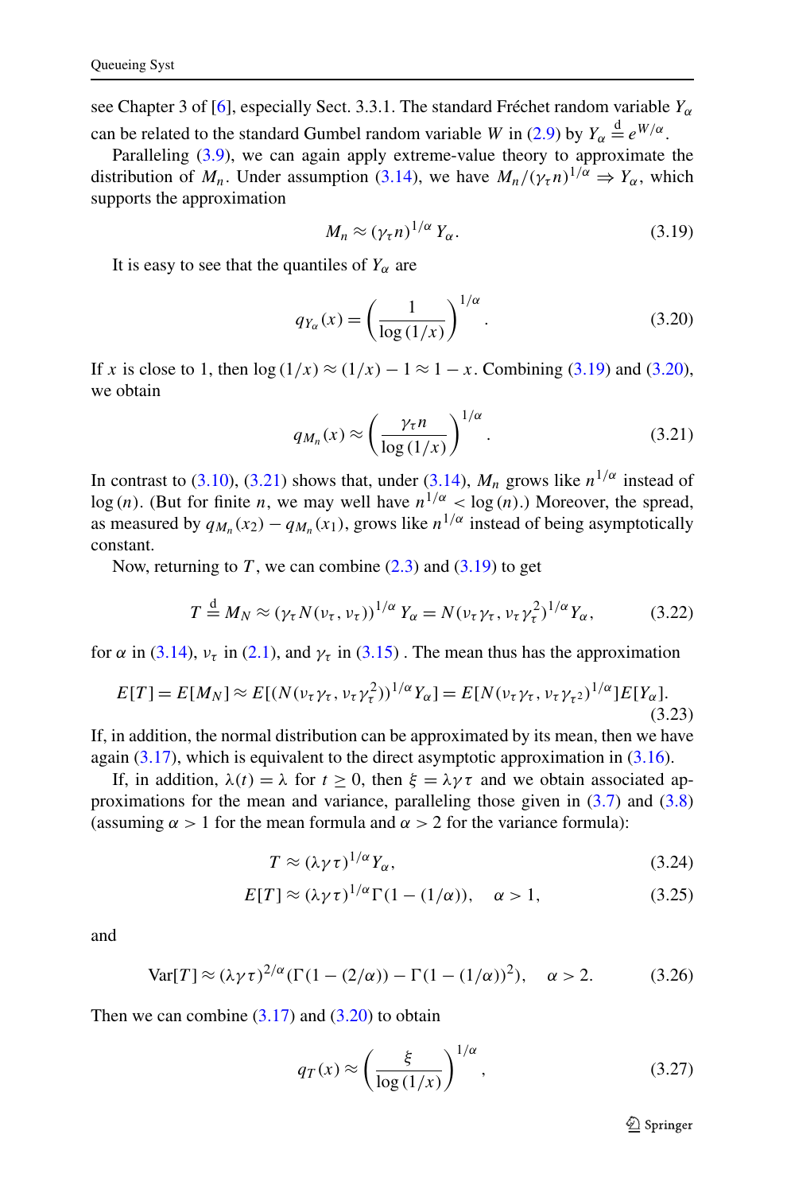see Chapter 3 of [6], especially Sect. 3.3.1. The standard Fréchet random variable $Y_\alpha$ can be related to the standard Gumbel random variable $W$ in (2.9) by $Y_\alpha \stackrel{\mathrm{d}}{=} e^{W/\alpha}$.

Paralleling (3.9), we can again apply extreme-value theory to approximate the distribution of $M_n$. Under assumption (3.14), we have $M_n/(\gamma_\tau n)^{1/\alpha} \Rightarrow Y_\alpha$, which supports the approximation

$$M_n \approx (\gamma_\tau n)^{1/\alpha} Y_\alpha. \tag{3.19}$$

It is easy to see that the quantiles of $Y_\alpha$ are

$$q_{Y_\alpha}(x) = \left(\frac{1}{\log(1/x)}\right)^{1/\alpha}. \tag{3.20}$$

If $x$ is close to 1, then $\log(1/x) \approx (1/x) - 1 \approx 1 - x$. Combining (3.19) and (3.20), we obtain

$$q_{M_n}(x) \approx \left(\frac{\gamma_\tau n}{\log(1/x)}\right)^{1/\alpha}. \tag{3.21}$$

In contrast to (3.10), (3.21) shows that, under (3.14), $M_n$ grows like $n^{1/\alpha}$ instead of $\log(n)$. (But for finite $n$, we may well have $n^{1/\alpha} < \log(n)$.) Moreover, the spread, as measured by $q_{M_n}(x_2) - q_{M_n}(x_1)$, grows like $n^{1/\alpha}$ instead of being asymptotically constant.

Now, returning to $T$, we can combine (2.3) and (3.19) to get

$$T \stackrel{\mathrm{d}}{=} M_N \approx (\gamma_\tau N(\nu_\tau, \nu_\tau))^{1/\alpha} Y_\alpha = N(\nu_\tau \gamma_\tau, \nu_\tau \gamma_\tau^2)^{1/\alpha} Y_\alpha, \tag{3.22}$$

for $\alpha$ in (3.14), $\nu_\tau$ in (2.1), and $\gamma_\tau$ in (3.15) . The mean thus has the approximation

$$E[T] = E[M_N] \approx E[(N(\nu_\tau \gamma_\tau, \nu_\tau \gamma_\tau^2))^{1/\alpha} Y_\alpha] = E[N(\nu_\tau \gamma_\tau, \nu_\tau \gamma_{\tau^2})^{1/\alpha}]E[Y_\alpha]. \tag{3.23}$$

If, in addition, the normal distribution can be approximated by its mean, then we have again (3.17), which is equivalent to the direct asymptotic approximation in (3.16).

If, in addition, $\lambda(t) = \lambda$ for $t \geq 0$, then $\xi = \lambda\gamma\tau$ and we obtain associated approximations for the mean and variance, paralleling those given in (3.7) and (3.8) (assuming $\alpha > 1$ for the mean formula and $\alpha > 2$ for the variance formula):

$$T \approx (\lambda\gamma\tau)^{1/\alpha} Y_\alpha, \tag{3.24}$$

$$E[T] \approx (\lambda\gamma\tau)^{1/\alpha}\Gamma(1 - (1/\alpha)), \quad \alpha > 1, \tag{3.25}$$

and

$$\mathrm{Var}[T] \approx (\lambda\gamma\tau)^{2/\alpha}(\Gamma(1 - (2/\alpha)) - \Gamma(1 - (1/\alpha))^2), \quad \alpha > 2. \tag{3.26}$$

Then we can combine (3.17) and (3.20) to obtain

$$q_T(x) \approx \left(\frac{\xi}{\log(1/x)}\right)^{1/\alpha}, \tag{3.27}$$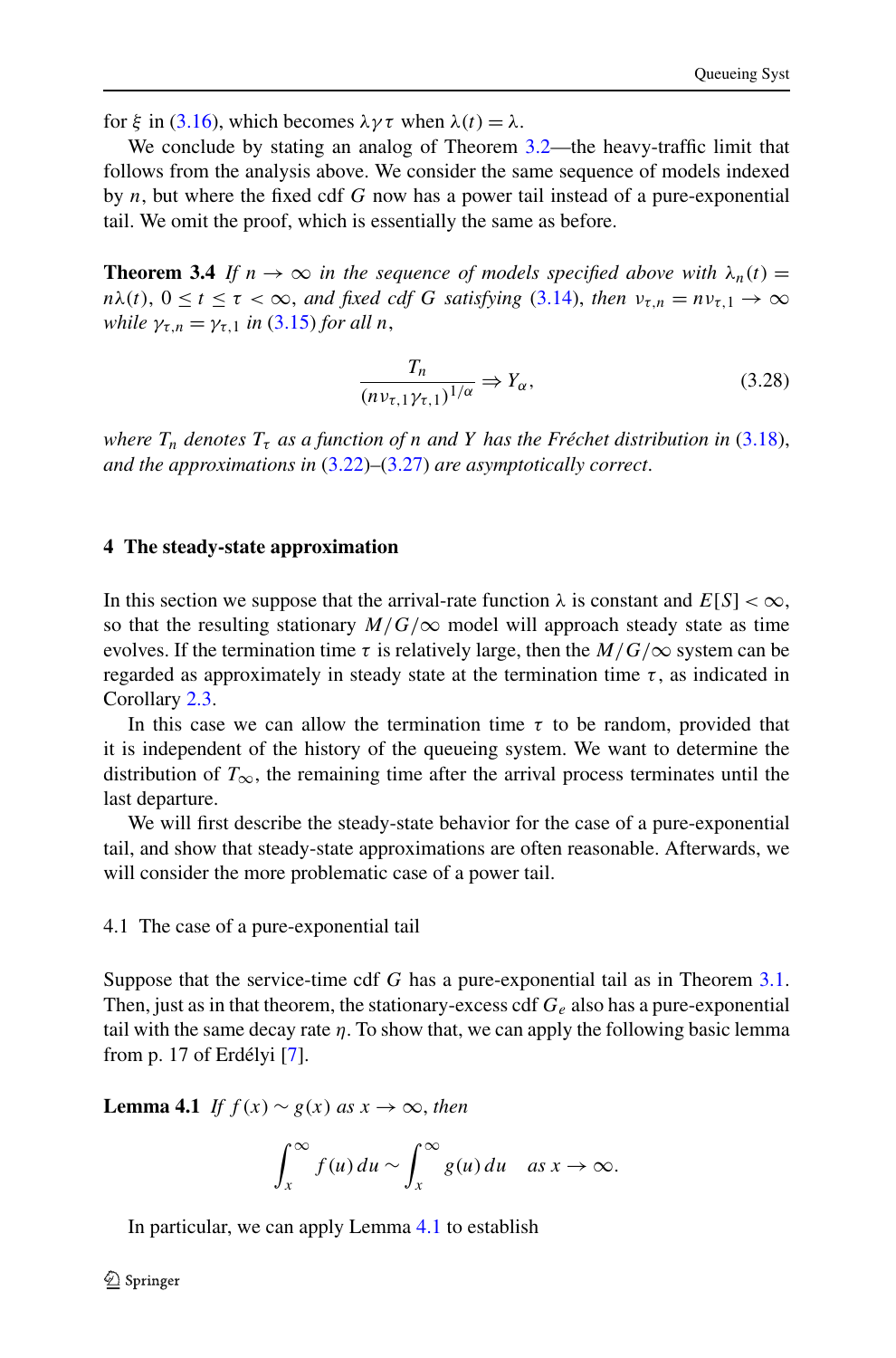for $\xi$ in (3.16), which becomes $\lambda\gamma\tau$ when $\lambda(t) = \lambda$.

We conclude by stating an analog of Theorem 3.2—the heavy-traffic limit that follows from the analysis above. We consider the same sequence of models indexed by $n$, but where the fixed cdf $G$ now has a power tail instead of a pure-exponential tail. We omit the proof, which is essentially the same as before.

**Theorem 3.4** *If $n \to \infty$ in the sequence of models specified above with $\lambda_n(t) = n\lambda(t)$, $0 \le t \le \tau < \infty$, and fixed cdf $G$ satisfying (3.14), then $\nu_{\tau,n} = n\nu_{\tau,1} \to \infty$ while $\gamma_{\tau,n} = \gamma_{\tau,1}$ in (3.15) for all $n$,*

$$\frac{T_n}{(n\nu_{\tau,1}\gamma_{\tau,1})^{1/\alpha}} \Rightarrow Y_\alpha, \tag{3.28}$$

*where $T_n$ denotes $T_\tau$ as a function of $n$ and $Y$ has the Fréchet distribution in (3.18), and the approximations in (3.22)–(3.27) are asymptotically correct.*

## 4 The steady-state approximation

In this section we suppose that the arrival-rate function $\lambda$ is constant and $E[S] < \infty$, so that the resulting stationary $M/G/\infty$ model will approach steady state as time evolves. If the termination time $\tau$ is relatively large, then the $M/G/\infty$ system can be regarded as approximately in steady state at the termination time $\tau$, as indicated in Corollary 2.3.

In this case we can allow the termination time $\tau$ to be random, provided that it is independent of the history of the queueing system. We want to determine the distribution of $T_\infty$, the remaining time after the arrival process terminates until the last departure.

We will first describe the steady-state behavior for the case of a pure-exponential tail, and show that steady-state approximations are often reasonable. Afterwards, we will consider the more problematic case of a power tail.

### 4.1 The case of a pure-exponential tail

Suppose that the service-time cdf $G$ has a pure-exponential tail as in Theorem 3.1. Then, just as in that theorem, the stationary-excess cdf $G_e$ also has a pure-exponential tail with the same decay rate $\eta$. To show that, we can apply the following basic lemma from p. 17 of Erdélyi [7].

**Lemma 4.1** *If $f(x) \sim g(x)$ as $x \to \infty$, then*

$$\int_x^\infty f(u)\,du \sim \int_x^\infty g(u)\,du \quad \text{as } x \to \infty.$$

In particular, we can apply Lemma 4.1 to establish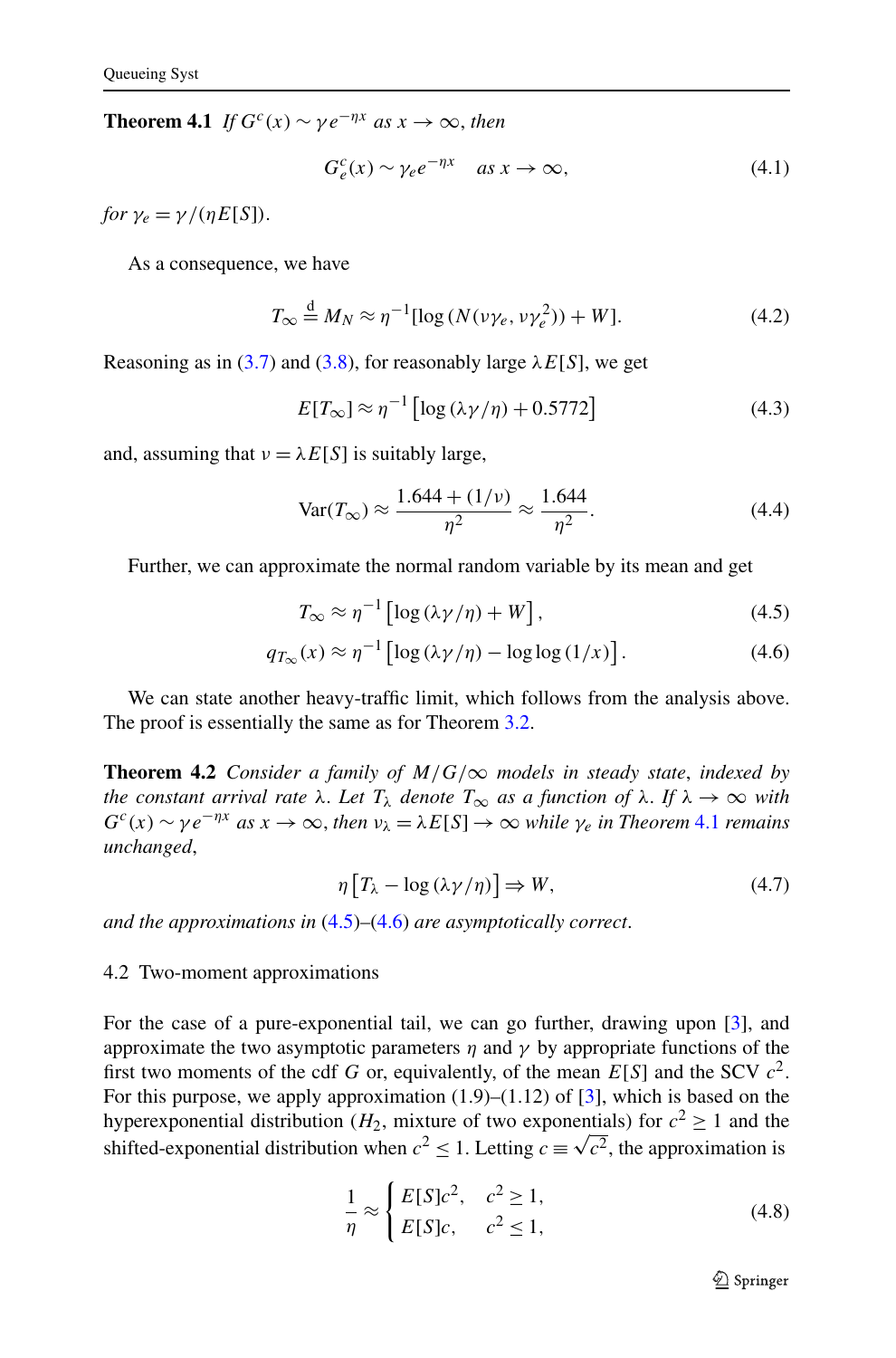**Theorem 4.1** *If $G^c(x) \sim \gamma e^{-\eta x}$ as $x \to \infty$, then*

$$G_e^c(x) \sim \gamma_e e^{-\eta x} \quad \text{as } x \to \infty, \tag{4.1}$$

*for $\gamma_e = \gamma/(\eta E[S])$.*

As a consequence, we have

$$T_\infty \stackrel{\mathrm{d}}{=} M_N \approx \eta^{-1}[\log(N(\nu\gamma_e, \nu\gamma_e^2)) + W]. \tag{4.2}$$

Reasoning as in (3.7) and (3.8), for reasonably large $\lambda E[S]$, we get

$$E[T_\infty] \approx \eta^{-1}\left[\log(\lambda\gamma/\eta) + 0.5772\right] \tag{4.3}$$

and, assuming that $\nu = \lambda E[S]$ is suitably large,

$$\mathrm{Var}(T_\infty) \approx \frac{1.644 + (1/\nu)}{\eta^2} \approx \frac{1.644}{\eta^2}. \tag{4.4}$$

Further, we can approximate the normal random variable by its mean and get

$$T_\infty \approx \eta^{-1}\left[\log(\lambda\gamma/\eta) + W\right], \tag{4.5}$$

$$q_{T_\infty}(x) \approx \eta^{-1}\left[\log(\lambda\gamma/\eta) - \log\log(1/x)\right]. \tag{4.6}$$

We can state another heavy-traffic limit, which follows from the analysis above. The proof is essentially the same as for Theorem 3.2.

**Theorem 4.2** *Consider a family of $M/G/\infty$ models in steady state, indexed by the constant arrival rate $\lambda$. Let $T_\lambda$ denote $T_\infty$ as a function of $\lambda$. If $\lambda \to \infty$ with $G^c(x) \sim \gamma e^{-\eta x}$ as $x \to \infty$, then $\nu_\lambda = \lambda E[S] \to \infty$ while $\gamma_e$ in Theorem 4.1 remains unchanged,*

$$\eta\left[T_\lambda - \log(\lambda\gamma/\eta)\right] \Rightarrow W, \tag{4.7}$$

*and the approximations in (4.5)–(4.6) are asymptotically correct.*

### 4.2 Two-moment approximations

For the case of a pure-exponential tail, we can go further, drawing upon [3], and approximate the two asymptotic parameters $\eta$ and $\gamma$ by appropriate functions of the first two moments of the cdf $G$ or, equivalently, of the mean $E[S]$ and the SCV $c^2$. For this purpose, we apply approximation (1.9)–(1.12) of [3], which is based on the hyperexponential distribution ($H_2$, mixture of two exponentials) for $c^2 \geq 1$ and the shifted-exponential distribution when $c^2 \leq 1$. Letting $c \equiv \sqrt{c^2}$, the approximation is

$$\frac{1}{\eta} \approx \begin{cases} E[S]c^2, & c^2 \geq 1, \\ E[S]c, & c^2 \leq 1, \end{cases} \tag{4.8}$$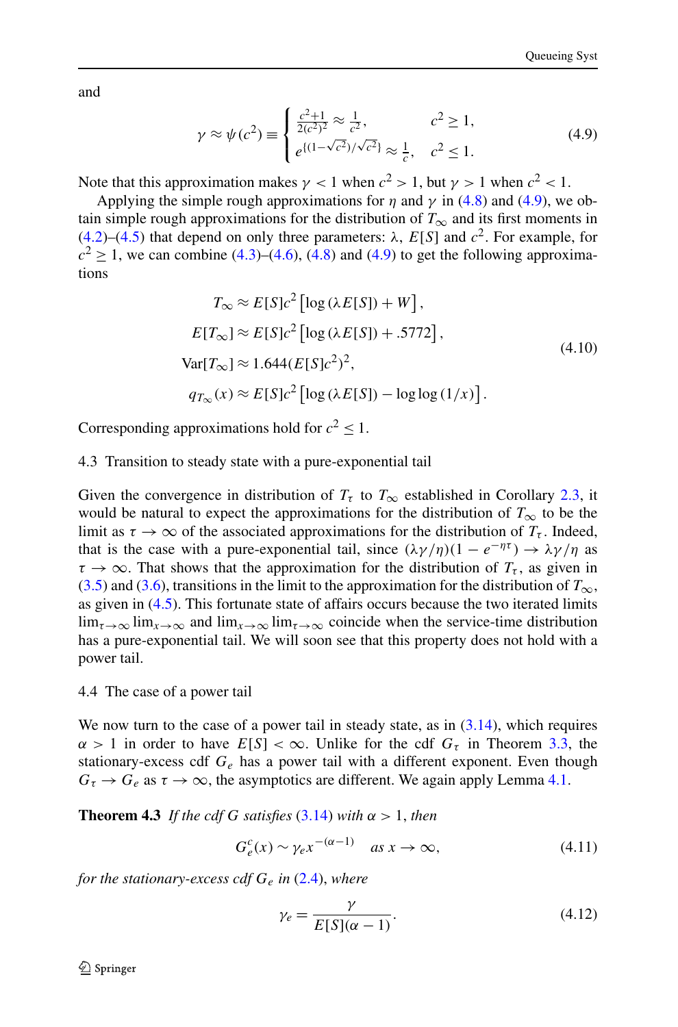and

$$\gamma \approx \psi(c^2) \equiv \begin{cases} \frac{c^2+1}{2(c^2)^2} \approx \frac{1}{c^2}, & c^2 \geq 1, \\ e^{\{(1-\sqrt{c^2})/\sqrt{c^2}\}} \approx \frac{1}{c}, & c^2 \leq 1. \end{cases} \tag{4.9}$$

Note that this approximation makes $\gamma < 1$ when $c^2 > 1$, but $\gamma > 1$ when $c^2 < 1$.

Applying the simple rough approximations for $\eta$ and $\gamma$ in (4.8) and (4.9), we obtain simple rough approximations for the distribution of $T_\infty$ and its first moments in (4.2)–(4.5) that depend on only three parameters: $\lambda$, $E[S]$ and $c^2$. For example, for $c^2 \geq 1$, we can combine (4.3)–(4.6), (4.8) and (4.9) to get the following approximations

$$\begin{aligned} T_\infty &\approx E[S]c^2 \left[\log(\lambda E[S]) + W\right], \\ E[T_\infty] &\approx E[S]c^2 \left[\log(\lambda E[S]) + .5772\right], \\ \mathrm{Var}[T_\infty] &\approx 1.644(E[S]c^2)^2, \\ q_{T_\infty}(x) &\approx E[S]c^2 \left[\log(\lambda E[S]) - \log\log(1/x)\right]. \end{aligned} \tag{4.10}$$

Corresponding approximations hold for $c^2 \leq 1$.

### 4.3 Transition to steady state with a pure-exponential tail

Given the convergence in distribution of $T_\tau$ to $T_\infty$ established in Corollary 2.3, it would be natural to expect the approximations for the distribution of $T_\infty$ to be the limit as $\tau \to \infty$ of the associated approximations for the distribution of $T_\tau$. Indeed, that is the case with a pure-exponential tail, since $(\lambda\gamma/\eta)(1 - e^{-\eta\tau}) \to \lambda\gamma/\eta$ as $\tau \to \infty$. That shows that the approximation for the distribution of $T_\tau$, as given in (3.5) and (3.6), transitions in the limit to the approximation for the distribution of $T_\infty$, as given in (4.5). This fortunate state of affairs occurs because the two iterated limits $\lim_{\tau\to\infty}\lim_{x\to\infty}$ and $\lim_{x\to\infty}\lim_{\tau\to\infty}$ coincide when the service-time distribution has a pure-exponential tail. We will soon see that this property does not hold with a power tail.

### 4.4 The case of a power tail

We now turn to the case of a power tail in steady state, as in (3.14), which requires $\alpha > 1$ in order to have $E[S] < \infty$. Unlike for the cdf $G_\tau$ in Theorem 3.3, the stationary-excess cdf $G_e$ has a power tail with a different exponent. Even though $G_\tau \to G_e$ as $\tau \to \infty$, the asymptotics are different. We again apply Lemma 4.1.

**Theorem 4.3** *If the cdf $G$ satisfies (3.14) with $\alpha > 1$, then*

$$G_e^c(x) \sim \gamma_e x^{-(\alpha-1)} \quad \text{as } x \to \infty, \tag{4.11}$$

*for the stationary-excess cdf $G_e$ in (2.4), where*

$$\gamma_e = \frac{\gamma}{E[S](\alpha - 1)}. \tag{4.12}$$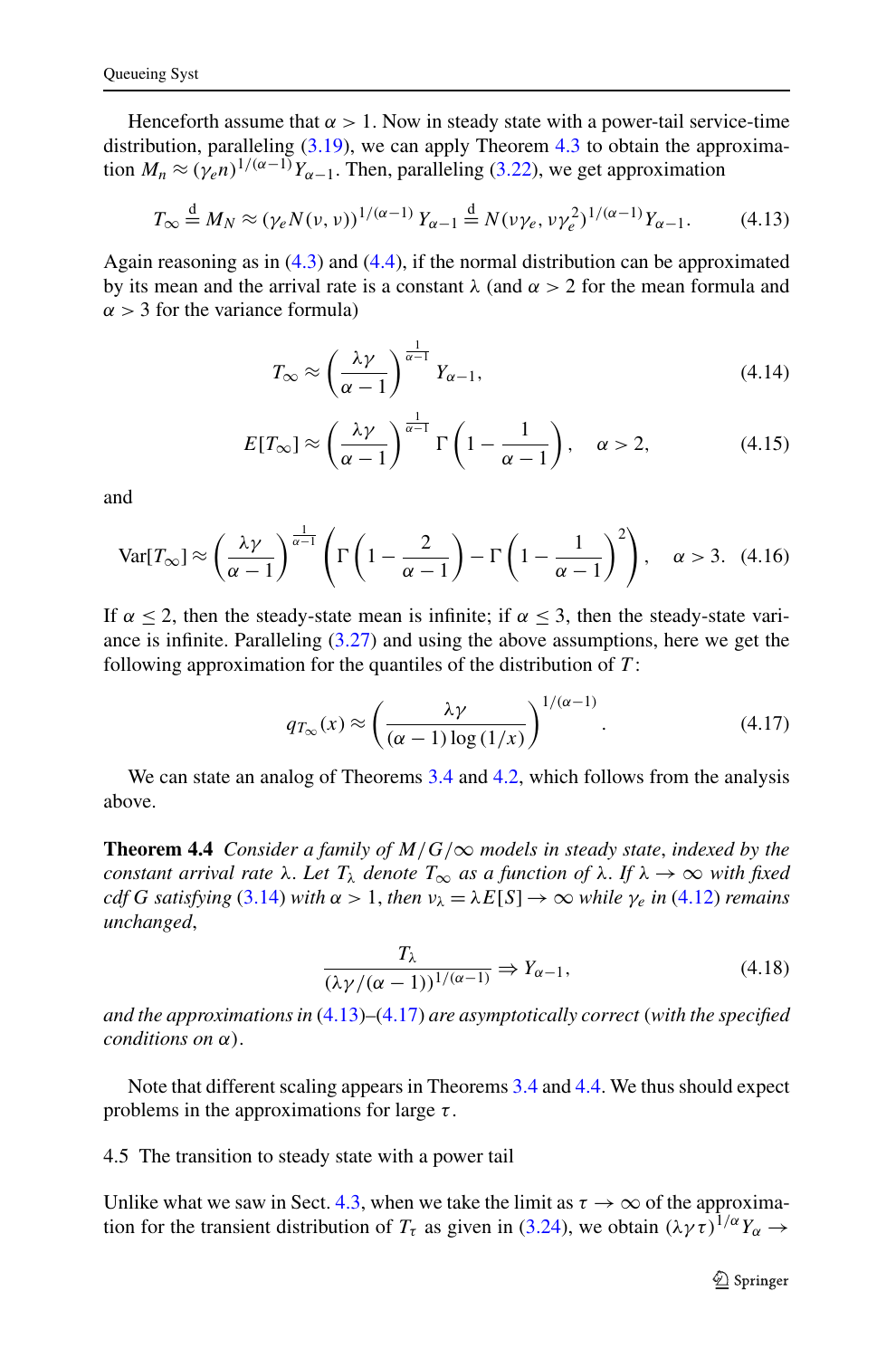Henceforth assume that $\alpha > 1$. Now in steady state with a power-tail service-time distribution, paralleling (3.19), we can apply Theorem 4.3 to obtain the approximation $M_n \approx (\gamma_e n)^{1/(\alpha-1)} Y_{\alpha-1}$. Then, paralleling (3.22), we get approximation

$$T_\infty \stackrel{\mathrm{d}}{=} M_N \approx (\gamma_e N(\nu, \nu))^{1/(\alpha-1)}\, Y_{\alpha-1} \stackrel{\mathrm{d}}{=} N(\nu\gamma_e, \nu\gamma_e^2)^{1/(\alpha-1)} Y_{\alpha-1}. \tag{4.13}$$

Again reasoning as in (4.3) and (4.4), if the normal distribution can be approximated by its mean and the arrival rate is a constant $\lambda$ (and $\alpha > 2$ for the mean formula and $\alpha > 3$ for the variance formula)

$$T_\infty \approx \left(\frac{\lambda\gamma}{\alpha-1}\right)^{\frac{1}{\alpha-1}} Y_{\alpha-1}, \tag{4.14}$$

$$E[T_\infty] \approx \left(\frac{\lambda\gamma}{\alpha-1}\right)^{\frac{1}{\alpha-1}} \Gamma\left(1 - \frac{1}{\alpha-1}\right), \quad \alpha > 2, \tag{4.15}$$

and

$$\mathrm{Var}[T_\infty] \approx \left(\frac{\lambda\gamma}{\alpha-1}\right)^{\frac{1}{\alpha-1}} \left(\Gamma\left(1 - \frac{2}{\alpha-1}\right) - \Gamma\left(1 - \frac{1}{\alpha-1}\right)^2\right), \quad \alpha > 3. \tag{4.16}$$

If $\alpha \le 2$, then the steady-state mean is infinite; if $\alpha \le 3$, then the steady-state variance is infinite. Paralleling (3.27) and using the above assumptions, here we get the following approximation for the quantiles of the distribution of $T$:

$$q_{T_\infty}(x) \approx \left(\frac{\lambda\gamma}{(\alpha-1)\log(1/x)}\right)^{1/(\alpha-1)}. \tag{4.17}$$

We can state an analog of Theorems 3.4 and 4.2, which follows from the analysis above.

**Theorem 4.4** *Consider a family of $M/G/\infty$ models in steady state, indexed by the constant arrival rate $\lambda$. Let $T_\lambda$ denote $T_\infty$ as a function of $\lambda$. If $\lambda \to \infty$ with fixed cdf $G$ satisfying (3.14) with $\alpha > 1$, then $\nu_\lambda = \lambda E[S] \to \infty$ while $\gamma_e$ in (4.12) remains unchanged,*

$$\frac{T_\lambda}{(\lambda\gamma/(\alpha-1))^{1/(\alpha-1)}} \Rightarrow Y_{\alpha-1}, \tag{4.18}$$

*and the approximations in (4.13)–(4.17) are asymptotically correct (with the specified conditions on $\alpha$).*

Note that different scaling appears in Theorems 3.4 and 4.4. We thus should expect problems in the approximations for large $\tau$.

## 4.5 The transition to steady state with a power tail

Unlike what we saw in Sect. 4.3, when we take the limit as $\tau \to \infty$ of the approximation for the transient distribution of $T_\tau$ as given in (3.24), we obtain $(\lambda\gamma\tau)^{1/\alpha} Y_\alpha \to$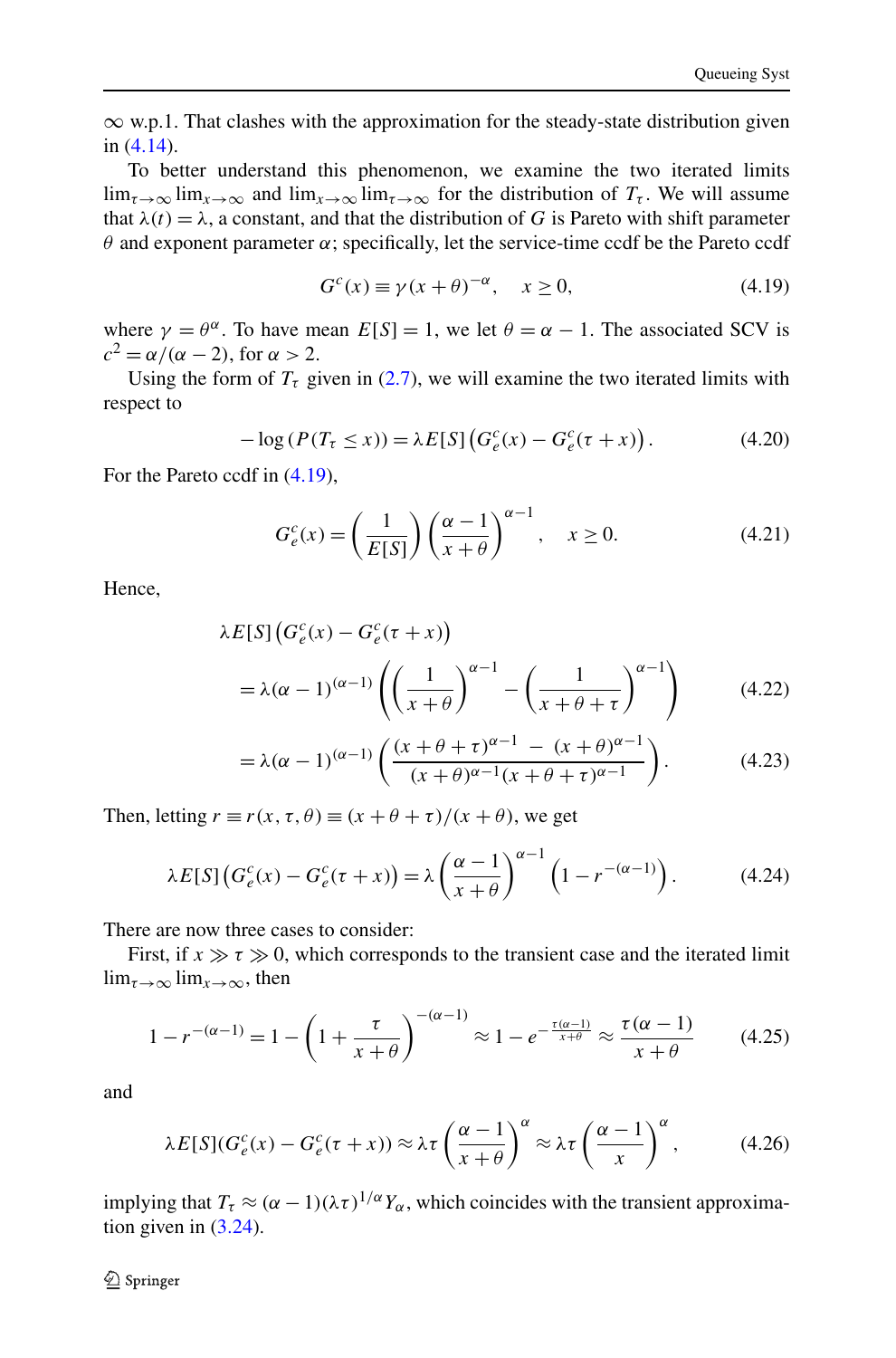$\infty$ w.p.1. That clashes with the approximation for the steady-state distribution given in (4.14).

To better understand this phenomenon, we examine the two iterated limits $\lim_{\tau\to\infty}\lim_{x\to\infty}$ and $\lim_{x\to\infty}\lim_{\tau\to\infty}$ for the distribution of $T_\tau$. We will assume that $\lambda(t)=\lambda$, a constant, and that the distribution of $G$ is Pareto with shift parameter $\theta$ and exponent parameter $\alpha$; specifically, let the service-time ccdf be the Pareto ccdf

$$G^c(x) \equiv \gamma(x+\theta)^{-\alpha}, \quad x \ge 0, \tag{4.19}$$

where $\gamma = \theta^\alpha$. To have mean $E[S]=1$, we let $\theta = \alpha - 1$. The associated SCV is $c^2 = \alpha/(\alpha-2)$, for $\alpha > 2$.

Using the form of $T_\tau$ given in (2.7), we will examine the two iterated limits with respect to

$$-\log\left(P(T_\tau \le x)\right) = \lambda E[S]\left(G_e^c(x) - G_e^c(\tau + x)\right). \tag{4.20}$$

For the Pareto ccdf in (4.19),

$$G_e^c(x) = \left(\frac{1}{E[S]}\right)\left(\frac{\alpha-1}{x+\theta}\right)^{\alpha-1}, \quad x \ge 0. \tag{4.21}$$

Hence,

$$\begin{aligned}
&\lambda E[S]\left(G_e^c(x) - G_e^c(\tau+x)\right)\\
&\quad = \lambda(\alpha-1)^{(\alpha-1)}\left(\left(\frac{1}{x+\theta}\right)^{\alpha-1} - \left(\frac{1}{x+\theta+\tau}\right)^{\alpha-1}\right) \qquad (4.22)\\
&\quad = \lambda(\alpha-1)^{(\alpha-1)}\left(\frac{(x+\theta+\tau)^{\alpha-1} \;-\; (x+\theta)^{\alpha-1}}{(x+\theta)^{\alpha-1}(x+\theta+\tau)^{\alpha-1}}\right). \qquad (4.23)
\end{aligned}$$

Then, letting $r \equiv r(x,\tau,\theta) \equiv (x+\theta+\tau)/(x+\theta)$, we get

$$\lambda E[S]\left(G_e^c(x) - G_e^c(\tau+x)\right) = \lambda\left(\frac{\alpha-1}{x+\theta}\right)^{\alpha-1}\left(1 - r^{-(\alpha-1)}\right). \tag{4.24}$$

There are now three cases to consider:

First, if $x \gg \tau \gg 0$, which corresponds to the transient case and the iterated limit $\lim_{\tau\to\infty}\lim_{x\to\infty}$, then

$$1 - r^{-(\alpha-1)} = 1 - \left(1 + \frac{\tau}{x+\theta}\right)^{-(\alpha-1)} \approx 1 - e^{-\frac{\tau(\alpha-1)}{x+\theta}} \approx \frac{\tau(\alpha-1)}{x+\theta} \tag{4.25}$$

and

$$\lambda E[S](G_e^c(x) - G_e^c(\tau+x)) \approx \lambda\tau\left(\frac{\alpha-1}{x+\theta}\right)^{\alpha} \approx \lambda\tau\left(\frac{\alpha-1}{x}\right)^{\alpha}, \tag{4.26}$$

implying that $T_\tau \approx (\alpha-1)(\lambda\tau)^{1/\alpha} Y_\alpha$, which coincides with the transient approximation given in (3.24).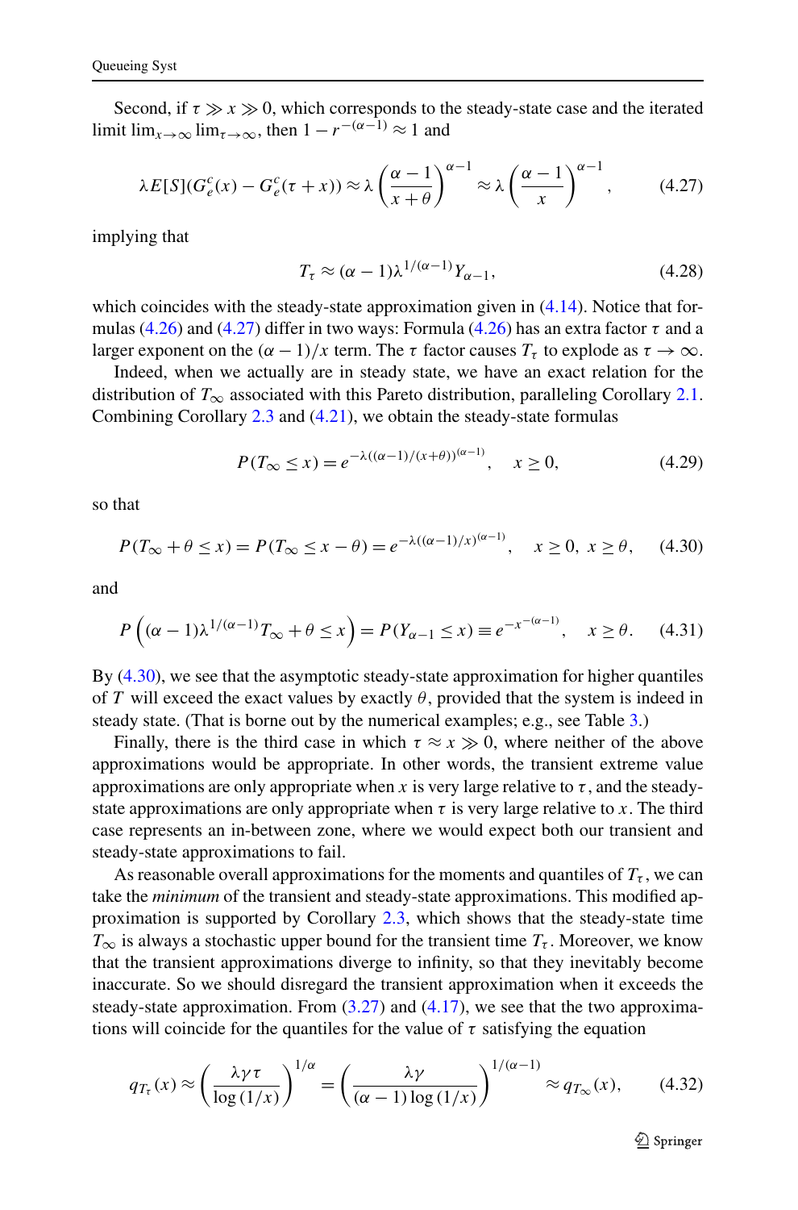Second, if $\tau \gg x \gg 0$, which corresponds to the steady-state case and the iterated limit $\lim_{x\to\infty} \lim_{\tau\to\infty}$, then $1 - r^{-(\alpha-1)} \approx 1$ and

$$\lambda E[S](G_e^c(x) - G_e^c(\tau + x)) \approx \lambda \left(\frac{\alpha - 1}{x + \theta}\right)^{\alpha-1} \approx \lambda \left(\frac{\alpha - 1}{x}\right)^{\alpha-1}, \tag{4.27}$$

implying that

$$T_\tau \approx (\alpha - 1)\lambda^{1/(\alpha-1)} Y_{\alpha-1}, \tag{4.28}$$

which coincides with the steady-state approximation given in (4.14). Notice that formulas (4.26) and (4.27) differ in two ways: Formula (4.26) has an extra factor $\tau$ and a larger exponent on the $(\alpha - 1)/x$ term. The $\tau$ factor causes $T_\tau$ to explode as $\tau \to \infty$.

Indeed, when we actually are in steady state, we have an exact relation for the distribution of $T_\infty$ associated with this Pareto distribution, paralleling Corollary 2.1. Combining Corollary 2.3 and (4.21), we obtain the steady-state formulas

$$P(T_\infty \le x) = e^{-\lambda((\alpha-1)/(x+\theta))^{(\alpha-1)}}, \quad x \ge 0, \tag{4.29}$$

so that

$$P(T_\infty + \theta \le x) = P(T_\infty \le x - \theta) = e^{-\lambda((\alpha-1)/x)^{(\alpha-1)}}, \quad x \ge 0,\ x \ge \theta, \tag{4.30}$$

and

$$P\left((\alpha - 1)\lambda^{1/(\alpha-1)} T_\infty + \theta \le x\right) = P(Y_{\alpha-1} \le x) \equiv e^{-x^{-(\alpha-1)}}, \quad x \ge \theta. \tag{4.31}$$

By (4.30), we see that the asymptotic steady-state approximation for higher quantiles of $T$ will exceed the exact values by exactly $\theta$, provided that the system is indeed in steady state. (That is borne out by the numerical examples; e.g., see Table 3.)

Finally, there is the third case in which $\tau \approx x \gg 0$, where neither of the above approximations would be appropriate. In other words, the transient extreme value approximations are only appropriate when $x$ is very large relative to $\tau$, and the steady-state approximations are only appropriate when $\tau$ is very large relative to $x$. The third case represents an in-between zone, where we would expect both our transient and steady-state approximations to fail.

As reasonable overall approximations for the moments and quantiles of $T_\tau$, we can take the *minimum* of the transient and steady-state approximations. This modified approximation is supported by Corollary 2.3, which shows that the steady-state time $T_\infty$ is always a stochastic upper bound for the transient time $T_\tau$. Moreover, we know that the transient approximations diverge to infinity, so that they inevitably become inaccurate. So we should disregard the transient approximation when it exceeds the steady-state approximation. From (3.27) and (4.17), we see that the two approximations will coincide for the quantiles for the value of $\tau$ satisfying the equation

$$q_{T_\tau}(x) \approx \left(\frac{\lambda\gamma\tau}{\log(1/x)}\right)^{1/\alpha} = \left(\frac{\lambda\gamma}{(\alpha - 1)\log(1/x)}\right)^{1/(\alpha-1)} \approx q_{T_\infty}(x), \tag{4.32}$$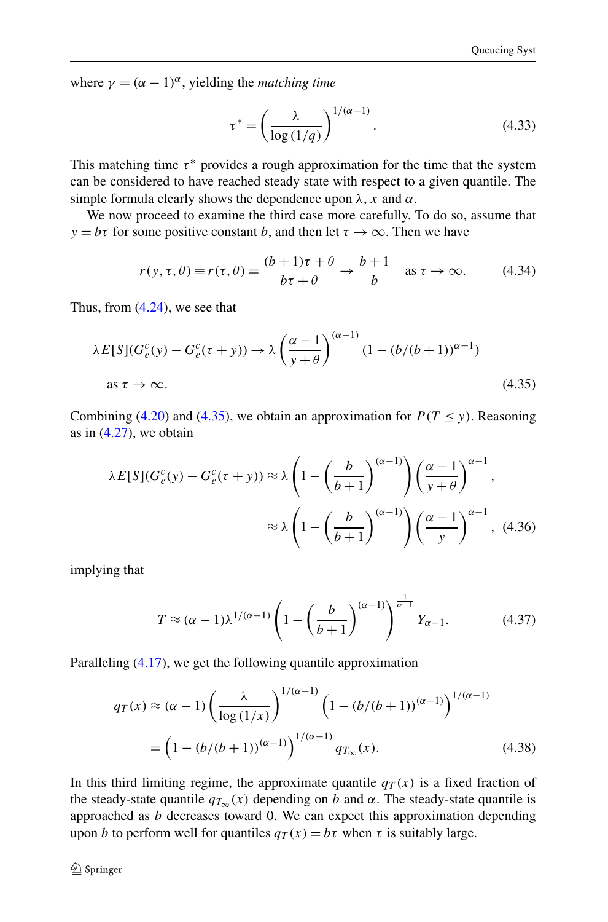where $\gamma = (\alpha - 1)^\alpha$, yielding the *matching time*

$$\tau^* = \left( \frac{\lambda}{\log(1/q)} \right)^{1/(\alpha-1)}. \tag{4.33}$$

This matching time $\tau^*$ provides a rough approximation for the time that the system can be considered to have reached steady state with respect to a given quantile. The simple formula clearly shows the dependence upon $\lambda$, $x$ and $\alpha$.

We now proceed to examine the third case more carefully. To do so, assume that $y = b\tau$ for some positive constant $b$, and then let $\tau \to \infty$. Then we have

$$r(y, \tau, \theta) \equiv r(\tau, \theta) = \frac{(b+1)\tau + \theta}{b\tau + \theta} \to \frac{b+1}{b} \quad \text{as } \tau \to \infty. \tag{4.34}$$

Thus, from (4.24), we see that

$$\lambda E[S](G_e^c(y) - G_e^c(\tau + y)) \to \lambda \left( \frac{\alpha - 1}{y + \theta} \right)^{(\alpha-1)} (1 - (b/(b+1))^{\alpha-1})$$
$$\text{as } \tau \to \infty. \tag{4.35}$$

Combining (4.20) and (4.35), we obtain an approximation for $P(T \le y)$. Reasoning as in (4.27), we obtain

$$\begin{aligned}
\lambda E[S](G_e^c(y) - G_e^c(\tau + y)) &\approx \lambda \left( 1 - \left( \frac{b}{b+1} \right)^{(\alpha-1)} \right) \left( \frac{\alpha - 1}{y + \theta} \right)^{\alpha-1}, \\
&\approx \lambda \left( 1 - \left( \frac{b}{b+1} \right)^{(\alpha-1)} \right) \left( \frac{\alpha - 1}{y} \right)^{\alpha-1}, \quad (4.36)
\end{aligned}$$

implying that

$$T \approx (\alpha - 1)\lambda^{1/(\alpha-1)} \left( 1 - \left( \frac{b}{b+1} \right)^{(\alpha-1)} \right)^{\frac{1}{\alpha-1}} Y_{\alpha-1}. \tag{4.37}$$

Paralleling (4.17), we get the following quantile approximation

$$\begin{aligned}
q_T(x) &\approx (\alpha - 1) \left( \frac{\lambda}{\log(1/x)} \right)^{1/(\alpha-1)} \left( 1 - (b/(b+1))^{(\alpha-1)} \right)^{1/(\alpha-1)} \\
&= \left( 1 - (b/(b+1))^{(\alpha-1)} \right)^{1/(\alpha-1)} q_{T_\infty}(x). \quad (4.38)
\end{aligned}$$

In this third limiting regime, the approximate quantile $q_T(x)$ is a fixed fraction of the steady-state quantile $q_{T_\infty}(x)$ depending on $b$ and $\alpha$. The steady-state quantile is approached as $b$ decreases toward 0. We can expect this approximation depending upon $b$ to perform well for quantiles $q_T(x) = b\tau$ when $\tau$ is suitably large.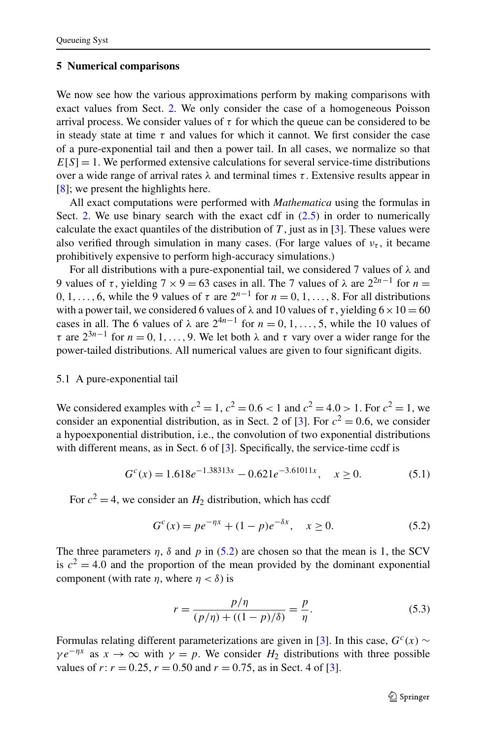## 5 Numerical comparisons

We now see how the various approximations perform by making comparisons with exact values from Sect. 2. We only consider the case of a homogeneous Poisson arrival process. We consider values of $\tau$ for which the queue can be considered to be in steady state at time $\tau$ and values for which it cannot. We first consider the case of a pure-exponential tail and then a power tail. In all cases, we normalize so that $E[S] = 1$. We performed extensive calculations for several service-time distributions over a wide range of arrival rates $\lambda$ and terminal times $\tau$. Extensive results appear in [8]; we present the highlights here.

All exact computations were performed with *Mathematica* using the formulas in Sect. 2. We use binary search with the exact cdf in (2.5) in order to numerically calculate the exact quantiles of the distribution of $T$, just as in [3]. These values were also verified through simulation in many cases. (For large values of $\nu_\tau$, it became prohibitively expensive to perform high-accuracy simulations.)

For all distributions with a pure-exponential tail, we considered 7 values of $\lambda$ and 9 values of $\tau$, yielding $7 \times 9 = 63$ cases in all. The 7 values of $\lambda$ are $2^{2n-1}$ for $n = 0, 1, \ldots, 6$, while the 9 values of $\tau$ are $2^{n-1}$ for $n = 0, 1, \ldots, 8$. For all distributions with a power tail, we considered 6 values of $\lambda$ and 10 values of $\tau$, yielding $6 \times 10 = 60$ cases in all. The 6 values of $\lambda$ are $2^{4n-1}$ for $n = 0, 1, \ldots, 5$, while the 10 values of $\tau$ are $2^{3n-1}$ for $n = 0, 1, \ldots, 9$. We let both $\lambda$ and $\tau$ vary over a wider range for the power-tailed distributions. All numerical values are given to four significant digits.

### 5.1 A pure-exponential tail

We considered examples with $c^2 = 1$, $c^2 = 0.6 < 1$ and $c^2 = 4.0 > 1$. For $c^2 = 1$, we consider an exponential distribution, as in Sect. 2 of [3]. For $c^2 = 0.6$, we consider a hypoexponential distribution, i.e., the convolution of two exponential distributions with different means, as in Sect. 6 of [3]. Specifically, the service-time ccdf is

$$G^c(x) = 1.618e^{-1.38313x} - 0.621e^{-3.61011x}, \quad x \geq 0. \tag{5.1}$$

For $c^2 = 4$, we consider an $H_2$ distribution, which has ccdf

$$G^c(x) = pe^{-\eta x} + (1-p)e^{-\delta x}, \quad x \geq 0. \tag{5.2}$$

The three parameters $\eta$, $\delta$ and $p$ in (5.2) are chosen so that the mean is 1, the SCV is $c^2 = 4.0$ and the proportion of the mean provided by the dominant exponential component (with rate $\eta$, where $\eta < \delta$) is

$$r = \frac{p/\eta}{(p/\eta) + ((1-p)/\delta)} = \frac{p}{\eta}. \tag{5.3}$$

Formulas relating different parameterizations are given in [3]. In this case, $G^c(x) \sim \gamma e^{-\eta x}$ as $x \to \infty$ with $\gamma = p$. We consider $H_2$ distributions with three possible values of $r$: $r = 0.25$, $r = 0.50$ and $r = 0.75$, as in Sect. 4 of [3].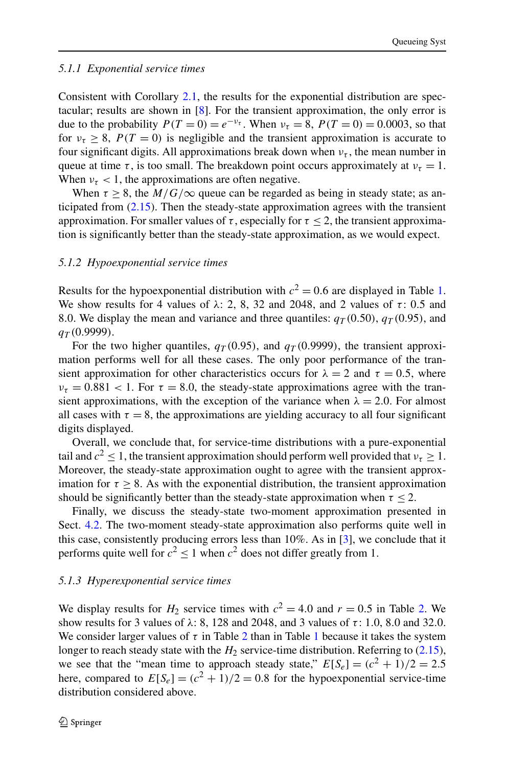#### 5.1.1 Exponential service times

Consistent with Corollary 2.1, the results for the exponential distribution are spectacular; results are shown in [8]. For the transient approximation, the only error is due to the probability $P(T=0)=e^{-\nu_\tau}$. When $\nu_\tau=8$, $P(T=0)=0.0003$, so that for $\nu_\tau\geq 8$, $P(T=0)$ is negligible and the transient approximation is accurate to four significant digits. All approximations break down when $\nu_\tau$, the mean number in queue at time $\tau$, is too small. The breakdown point occurs approximately at $\nu_\tau=1$. When $\nu_\tau<1$, the approximations are often negative.

When $\tau\geq 8$, the $M/G/\infty$ queue can be regarded as being in steady state; as anticipated from (2.15). Then the steady-state approximation agrees with the transient approximation. For smaller values of $\tau$, especially for $\tau\leq 2$, the transient approximation is significantly better than the steady-state approximation, as we would expect.

#### 5.1.2 Hypoexponential service times

Results for the hypoexponential distribution with $c^2=0.6$ are displayed in Table 1. We show results for 4 values of $\lambda$: 2, 8, 32 and 2048, and 2 values of $\tau$: 0.5 and 8.0. We display the mean and variance and three quantiles: $q_T(0.50)$, $q_T(0.95)$, and $q_T(0.9999)$.

For the two higher quantiles, $q_T(0.95)$, and $q_T(0.9999)$, the transient approximation performs well for all these cases. The only poor performance of the transient approximation for other characteristics occurs for $\lambda=2$ and $\tau=0.5$, where $\nu_\tau=0.881<1$. For $\tau=8.0$, the steady-state approximations agree with the transient approximations, with the exception of the variance when $\lambda=2.0$. For almost all cases with $\tau=8$, the approximations are yielding accuracy to all four significant digits displayed.

Overall, we conclude that, for service-time distributions with a pure-exponential tail and $c^2\leq 1$, the transient approximation should perform well provided that $\nu_\tau\geq 1$. Moreover, the steady-state approximation ought to agree with the transient approximation for $\tau\geq 8$. As with the exponential distribution, the transient approximation should be significantly better than the steady-state approximation when $\tau\leq 2$.

Finally, we discuss the steady-state two-moment approximation presented in Sect. 4.2. The two-moment steady-state approximation also performs quite well in this case, consistently producing errors less than 10%. As in [3], we conclude that it performs quite well for $c^2\leq 1$ when $c^2$ does not differ greatly from 1.

#### 5.1.3 Hyperexponential service times

We display results for $H_2$ service times with $c^2=4.0$ and $r=0.5$ in Table 2. We show results for 3 values of $\lambda$: 8, 128 and 2048, and 3 values of $\tau$: 1.0, 8.0 and 32.0. We consider larger values of $\tau$ in Table 2 than in Table 1 because it takes the system longer to reach steady state with the $H_2$ service-time distribution. Referring to (2.15), we see that the "mean time to approach steady state," $E[S_e]=(c^2+1)/2=2.5$ here, compared to $E[S_e]=(c^2+1)/2=0.8$ for the hypoexponential service-time distribution considered above.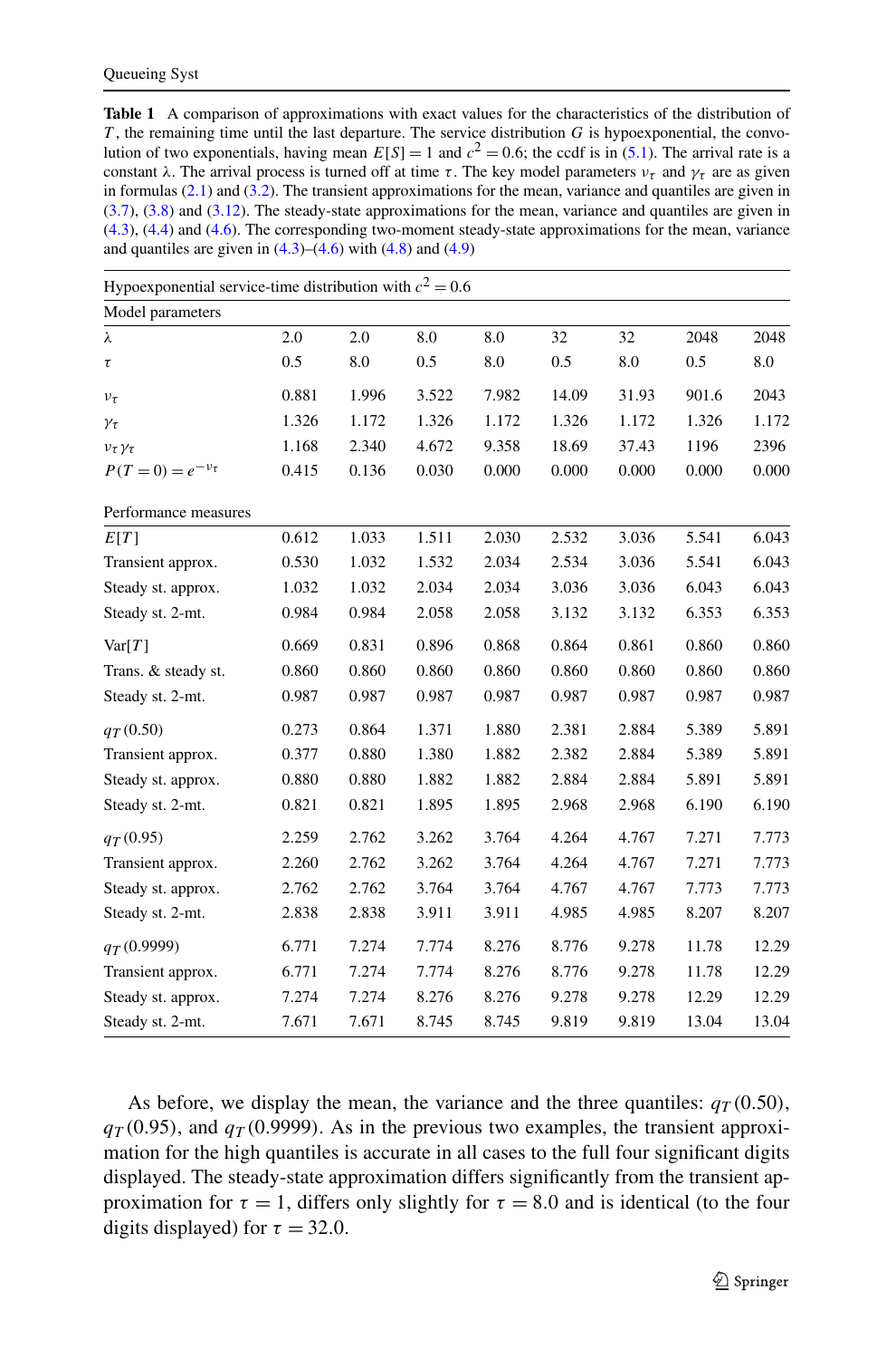**Table 1** A comparison of approximations with exact values for the characteristics of the distribution of $T$, the remaining time until the last departure. The service distribution $G$ is hypoexponential, the convolution of two exponentials, having mean $E[S]=1$ and $c^2=0.6$; the ccdf is in (5.1). The arrival rate is a constant $\lambda$. The arrival process is turned off at time $\tau$. The key model parameters $\nu_\tau$ and $\gamma_\tau$ are as given in formulas (2.1) and (3.2). The transient approximations for the mean, variance and quantiles are given in (3.7), (3.8) and (3.12). The steady-state approximations for the mean, variance and quantiles are given in (4.3), (4.4) and (4.6). The corresponding two-moment steady-state approximations for the mean, variance and quantiles are given in (4.3)–(4.6) with (4.8) and (4.9)

| Hypoexponential service-time distribution with $c^2 = 0.6$ | | | | | | | | |
|---|---|---|---|---|---|---|---|---|
| **Model parameters** | | | | | | | | |
| $\lambda$ | 2.0 | 2.0 | 8.0 | 8.0 | 32 | 32 | 2048 | 2048 |
| $\tau$ | 0.5 | 8.0 | 0.5 | 8.0 | 0.5 | 8.0 | 0.5 | 8.0 |
| $\nu_\tau$ | 0.881 | 1.996 | 3.522 | 7.982 | 14.09 | 31.93 | 901.6 | 2043 |
| $\gamma_\tau$ | 1.326 | 1.172 | 1.326 | 1.172 | 1.326 | 1.172 | 1.326 | 1.172 |
| $\nu_\tau\gamma_\tau$ | 1.168 | 2.340 | 4.672 | 9.358 | 18.69 | 37.43 | 1196 | 2396 |
| $P(T=0)=e^{-\nu_\tau}$ | 0.415 | 0.136 | 0.030 | 0.000 | 0.000 | 0.000 | 0.000 | 0.000 |
| **Performance measures** | | | | | | | | |
| $E[T]$ | 0.612 | 1.033 | 1.511 | 2.030 | 2.532 | 3.036 | 5.541 | 6.043 |
| Transient approx. | 0.530 | 1.032 | 1.532 | 2.034 | 2.534 | 3.036 | 5.541 | 6.043 |
| Steady st. approx. | 1.032 | 1.032 | 2.034 | 2.034 | 3.036 | 3.036 | 6.043 | 6.043 |
| Steady st. 2-mt. | 0.984 | 0.984 | 2.058 | 2.058 | 3.132 | 3.132 | 6.353 | 6.353 |
| $\mathrm{Var}[T]$ | 0.669 | 0.831 | 0.896 | 0.868 | 0.864 | 0.861 | 0.860 | 0.860 |
| Trans. & steady st. | 0.860 | 0.860 | 0.860 | 0.860 | 0.860 | 0.860 | 0.860 | 0.860 |
| Steady st. 2-mt. | 0.987 | 0.987 | 0.987 | 0.987 | 0.987 | 0.987 | 0.987 | 0.987 |
| $q_T(0.50)$ | 0.273 | 0.864 | 1.371 | 1.880 | 2.381 | 2.884 | 5.389 | 5.891 |
| Transient approx. | 0.377 | 0.880 | 1.380 | 1.882 | 2.382 | 2.884 | 5.389 | 5.891 |
| Steady st. approx. | 0.880 | 0.880 | 1.882 | 1.882 | 2.884 | 2.884 | 5.891 | 5.891 |
| Steady st. 2-mt. | 0.821 | 0.821 | 1.895 | 1.895 | 2.968 | 2.968 | 6.190 | 6.190 |
| $q_T(0.95)$ | 2.259 | 2.762 | 3.262 | 3.764 | 4.264 | 4.767 | 7.271 | 7.773 |
| Transient approx. | 2.260 | 2.762 | 3.262 | 3.764 | 4.264 | 4.767 | 7.271 | 7.773 |
| Steady st. approx. | 2.762 | 2.762 | 3.764 | 3.764 | 4.767 | 4.767 | 7.773 | 7.773 |
| Steady st. 2-mt. | 2.838 | 2.838 | 3.911 | 3.911 | 4.985 | 4.985 | 8.207 | 8.207 |
| $q_T(0.9999)$ | 6.771 | 7.274 | 7.774 | 8.276 | 8.776 | 9.278 | 11.78 | 12.29 |
| Transient approx. | 6.771 | 7.274 | 7.774 | 8.276 | 8.776 | 9.278 | 11.78 | 12.29 |
| Steady st. approx. | 7.274 | 7.274 | 8.276 | 8.276 | 9.278 | 9.278 | 12.29 | 12.29 |
| Steady st. 2-mt. | 7.671 | 7.671 | 8.745 | 8.745 | 9.819 | 9.819 | 13.04 | 13.04 |

As before, we display the mean, the variance and the three quantiles: $q_T(0.50)$, $q_T(0.95)$, and $q_T(0.9999)$. As in the previous two examples, the transient approximation for the high quantiles is accurate in all cases to the full four significant digits displayed. The steady-state approximation differs significantly from the transient approximation for $\tau=1$, differs only slightly for $\tau=8.0$ and is identical (to the four digits displayed) for $\tau=32.0$.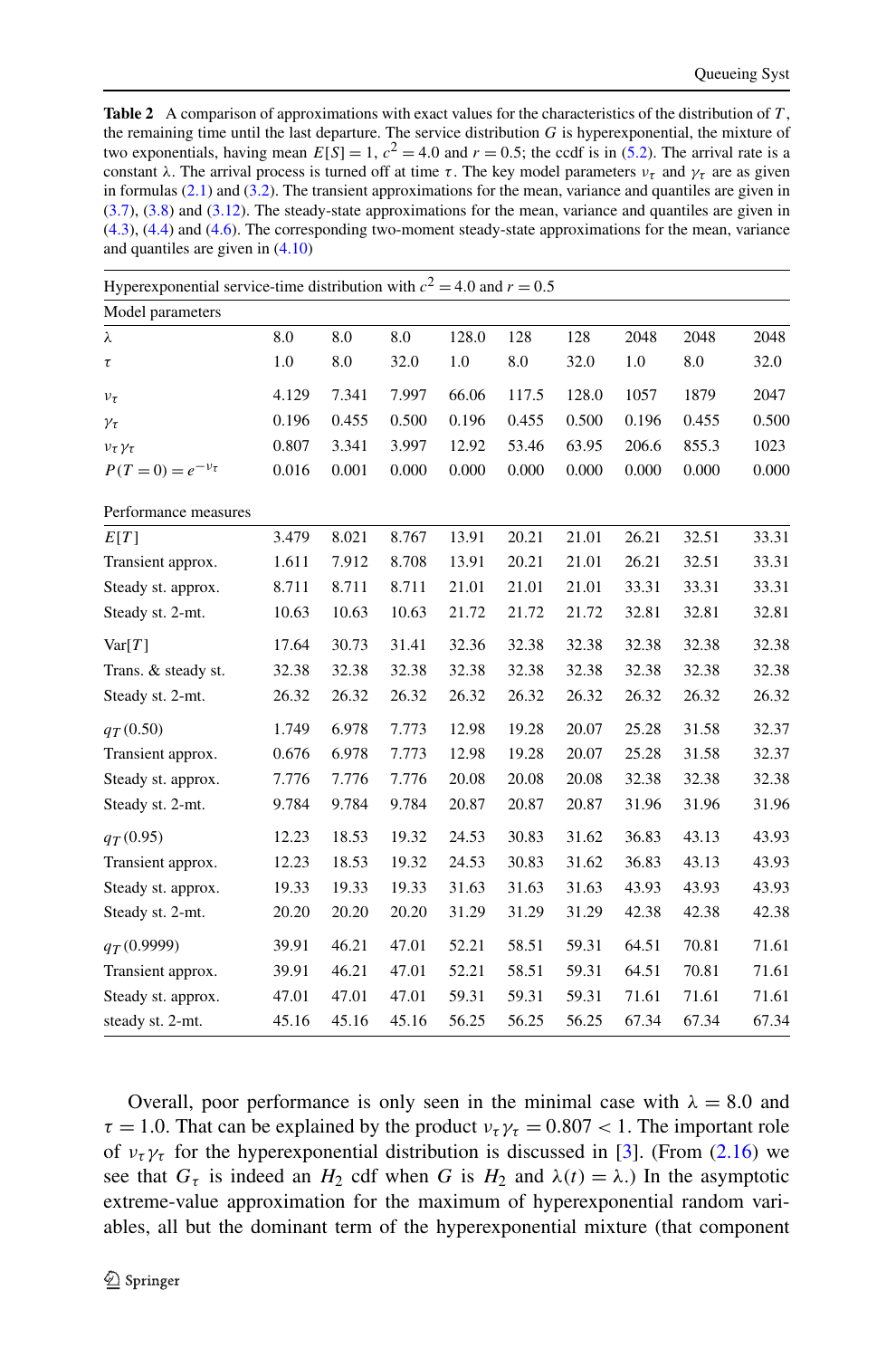**Table 2** A comparison of approximations with exact values for the characteristics of the distribution of $T$, the remaining time until the last departure. The service distribution $G$ is hyperexponential, the mixture of two exponentials, having mean $E[S]=1$, $c^2=4.0$ and $r=0.5$; the ccdf is in (5.2). The arrival rate is a constant $\lambda$. The arrival process is turned off at time $\tau$. The key model parameters $\nu_\tau$ and $\gamma_\tau$ are as given in formulas (2.1) and (3.2). The transient approximations for the mean, variance and quantiles are given in (3.7), (3.8) and (3.12). The steady-state approximations for the mean, variance and quantiles are given in (4.3), (4.4) and (4.6). The corresponding two-moment steady-state approximations for the mean, variance and quantiles are given in (4.10)

| Hyperexponential service-time distribution with $c^2=4.0$ and $r=0.5$ | | | | | | | | | |
|---|---|---|---|---|---|---|---|---|---|
| Model parameters | | | | | | | | | |
| $\lambda$ | 8.0 | 8.0 | 8.0 | 128.0 | 128 | 128 | 2048 | 2048 | 2048 |
| $\tau$ | 1.0 | 8.0 | 32.0 | 1.0 | 8.0 | 32.0 | 1.0 | 8.0 | 32.0 |
| $\nu_\tau$ | 4.129 | 7.341 | 7.997 | 66.06 | 117.5 | 128.0 | 1057 | 1879 | 2047 |
| $\gamma_\tau$ | 0.196 | 0.455 | 0.500 | 0.196 | 0.455 | 0.500 | 0.196 | 0.455 | 0.500 |
| $\nu_\tau\gamma_\tau$ | 0.807 | 3.341 | 3.997 | 12.92 | 53.46 | 63.95 | 206.6 | 855.3 | 1023 |
| $P(T=0)=e^{-\nu_\tau}$ | 0.016 | 0.001 | 0.000 | 0.000 | 0.000 | 0.000 | 0.000 | 0.000 | 0.000 |
| Performance measures | | | | | | | | | |
| $E[T]$ | 3.479 | 8.021 | 8.767 | 13.91 | 20.21 | 21.01 | 26.21 | 32.51 | 33.31 |
| Transient approx. | 1.611 | 7.912 | 8.708 | 13.91 | 20.21 | 21.01 | 26.21 | 32.51 | 33.31 |
| Steady st. approx. | 8.711 | 8.711 | 8.711 | 21.01 | 21.01 | 21.01 | 33.31 | 33.31 | 33.31 |
| Steady st. 2-mt. | 10.63 | 10.63 | 10.63 | 21.72 | 21.72 | 21.72 | 32.81 | 32.81 | 32.81 |
| Var$[T]$ | 17.64 | 30.73 | 31.41 | 32.36 | 32.38 | 32.38 | 32.38 | 32.38 | 32.38 |
| Trans. & steady st. | 32.38 | 32.38 | 32.38 | 32.38 | 32.38 | 32.38 | 32.38 | 32.38 | 32.38 |
| Steady st. 2-mt. | 26.32 | 26.32 | 26.32 | 26.32 | 26.32 | 26.32 | 26.32 | 26.32 | 26.32 |
| $q_T(0.50)$ | 1.749 | 6.978 | 7.773 | 12.98 | 19.28 | 20.07 | 25.28 | 31.58 | 32.37 |
| Transient approx. | 0.676 | 6.978 | 7.773 | 12.98 | 19.28 | 20.07 | 25.28 | 31.58 | 32.37 |
| Steady st. approx. | 7.776 | 7.776 | 7.776 | 20.08 | 20.08 | 20.08 | 32.38 | 32.38 | 32.38 |
| Steady st. 2-mt. | 9.784 | 9.784 | 9.784 | 20.87 | 20.87 | 20.87 | 31.96 | 31.96 | 31.96 |
| $q_T(0.95)$ | 12.23 | 18.53 | 19.32 | 24.53 | 30.83 | 31.62 | 36.83 | 43.13 | 43.93 |
| Transient approx. | 12.23 | 18.53 | 19.32 | 24.53 | 30.83 | 31.62 | 36.83 | 43.13 | 43.93 |
| Steady st. approx. | 19.33 | 19.33 | 19.33 | 31.63 | 31.63 | 31.63 | 43.93 | 43.93 | 43.93 |
| Steady st. 2-mt. | 20.20 | 20.20 | 20.20 | 31.29 | 31.29 | 31.29 | 42.38 | 42.38 | 42.38 |
| $q_T(0.9999)$ | 39.91 | 46.21 | 47.01 | 52.21 | 58.51 | 59.31 | 64.51 | 70.81 | 71.61 |
| Transient approx. | 39.91 | 46.21 | 47.01 | 52.21 | 58.51 | 59.31 | 64.51 | 70.81 | 71.61 |
| Steady st. approx. | 47.01 | 47.01 | 47.01 | 59.31 | 59.31 | 59.31 | 71.61 | 71.61 | 71.61 |
| steady st. 2-mt. | 45.16 | 45.16 | 45.16 | 56.25 | 56.25 | 56.25 | 67.34 | 67.34 | 67.34 |

Overall, poor performance is only seen in the minimal case with $\lambda=8.0$ and $\tau=1.0$. That can be explained by the product $\nu_\tau\gamma_\tau=0.807<1$. The important role of $\nu_\tau\gamma_\tau$ for the hyperexponential distribution is discussed in [3]. (From (2.16) we see that $G_\tau$ is indeed an $H_2$ cdf when $G$ is $H_2$ and $\lambda(t)=\lambda$.) In the asymptotic extreme-value approximation for the maximum of hyperexponential random variables, all but the dominant term of the hyperexponential mixture (that component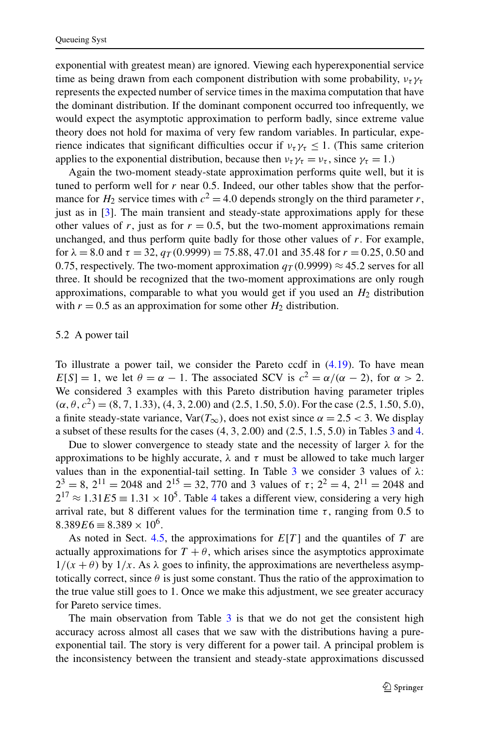exponential with greatest mean) are ignored. Viewing each hyperexponential service time as being drawn from each component distribution with some probability, $\nu_\tau \gamma_\tau$ represents the expected number of service times in the maxima computation that have the dominant distribution. If the dominant component occurred too infrequently, we would expect the asymptotic approximation to perform badly, since extreme value theory does not hold for maxima of very few random variables. In particular, experience indicates that significant difficulties occur if $\nu_\tau \gamma_\tau \le 1$. (This same criterion applies to the exponential distribution, because then $\nu_\tau \gamma_\tau = \nu_\tau$, since $\gamma_\tau = 1$.)

Again the two-moment steady-state approximation performs quite well, but it is tuned to perform well for $r$ near 0.5. Indeed, our other tables show that the performance for $H_2$ service times with $c^2 = 4.0$ depends strongly on the third parameter $r$, just as in [3]. The main transient and steady-state approximations apply for these other values of $r$, just as for $r = 0.5$, but the two-moment approximations remain unchanged, and thus perform quite badly for those other values of $r$. For example, for $\lambda = 8.0$ and $\tau = 32$, $q_T(0.9999) = 75.88$, 47.01 and 35.48 for $r = 0.25$, 0.50 and 0.75, respectively. The two-moment approximation $q_T(0.9999) \approx 45.2$ serves for all three. It should be recognized that the two-moment approximations are only rough approximations, comparable to what you would get if you used an $H_2$ distribution with $r = 0.5$ as an approximation for some other $H_2$ distribution.

### 5.2 A power tail

To illustrate a power tail, we consider the Pareto ccdf in (4.19). To have mean $E[S] = 1$, we let $\theta = \alpha - 1$. The associated SCV is $c^2 = \alpha/(\alpha - 2)$, for $\alpha > 2$. We considered 3 examples with this Pareto distribution having parameter triples $(\alpha, \theta, c^2) = (8, 7, 1.33)$, $(4, 3, 2.00)$ and $(2.5, 1.50, 5.0)$. For the case $(2.5, 1.50, 5.0)$, a finite steady-state variance, $\mathrm{Var}(T_\infty)$, does not exist since $\alpha = 2.5 < 3$. We display a subset of these results for the cases $(4, 3, 2.00)$ and $(2.5, 1.5, 5.0)$ in Tables 3 and 4.

Due to slower convergence to steady state and the necessity of larger $\lambda$ for the approximations to be highly accurate, $\lambda$ and $\tau$ must be allowed to take much larger values than in the exponential-tail setting. In Table 3 we consider 3 values of $\lambda$: $2^3 = 8$, $2^{11} = 2048$ and $2^{15} = 32{,}770$ and 3 values of $\tau$; $2^2 = 4$, $2^{11} = 2048$ and $2^{17} \approx 1.31E5 \equiv 1.31 \times 10^5$. Table 4 takes a different view, considering a very high arrival rate, but 8 different values for the termination time $\tau$, ranging from 0.5 to $8.389E6 \equiv 8.389 \times 10^6$.

As noted in Sect. 4.5, the approximations for $E[T]$ and the quantiles of $T$ are actually approximations for $T + \theta$, which arises since the asymptotics approximate $1/(x + \theta)$ by $1/x$. As $\lambda$ goes to infinity, the approximations are nevertheless asymptotically correct, since $\theta$ is just some constant. Thus the ratio of the approximation to the true value still goes to 1. Once we make this adjustment, we see greater accuracy for Pareto service times.

The main observation from Table 3 is that we do not get the consistent high accuracy across almost all cases that we saw with the distributions having a pure-exponential tail. The story is very different for a power tail. A principal problem is the inconsistency between the transient and steady-state approximations discussed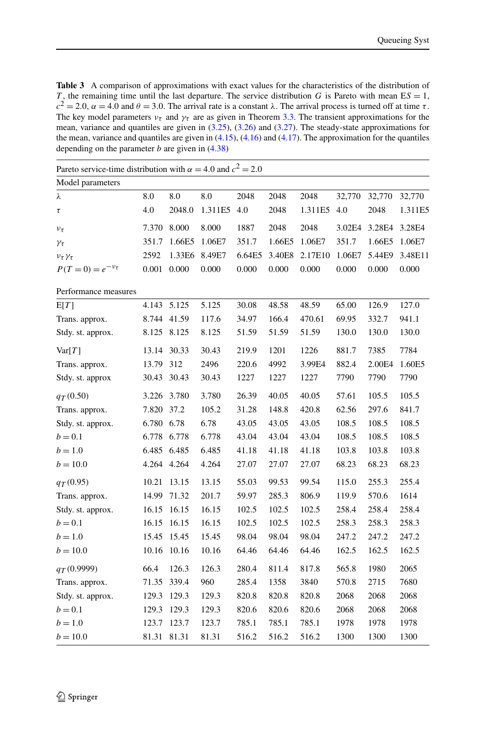**Table 3** A comparison of approximations with exact values for the characteristics of the distribution of $T$, the remaining time until the last departure. The service distribution $G$ is Pareto with mean $ES = 1$, $c^2 = 2.0$, $\alpha = 4.0$ and $\theta = 3.0$. The arrival rate is a constant $\lambda$. The arrival process is turned off at time $\tau$. The key model parameters $\nu_\tau$ and $\gamma_\tau$ are as given in Theorem 3.3. The transient approximations for the mean, variance and quantiles are given in (3.25), (3.26) and (3.27). The steady-state approximations for the mean, variance and quantiles are given in (4.15), (4.16) and (4.17). The approximation for the quantiles depending on the parameter $b$ are given in (4.38)

| Pareto service-time distribution with $\alpha = 4.0$ and $c^2 = 2.0$ | | | | | | | | | |
|---|---|---|---|---|---|---|---|---|---|
| Model parameters | | | | | | | | | |
| $\lambda$ | 8.0 | 8.0 | 8.0 | 2048 | 2048 | 2048 | 32,770 | 32,770 | 32,770 |
| $\tau$ | 4.0 | 2048.0 | 1.311E5 | 4.0 | 2048 | 1.311E5 | 4.0 | 2048 | 1.311E5 |
| $\nu_\tau$ | 7.370 | 8.000 | 8.000 | 1887 | 2048 | 2048 | 3.02E4 | 3.28E4 | 3.28E4 |
| $\gamma_\tau$ | 351.7 | 1.66E5 | 1.06E7 | 351.7 | 1.66E5 | 1.06E7 | 351.7 | 1.66E5 | 1.06E7 |
| $\nu_\tau \gamma_\tau$ | 2592 | 1.33E6 | 8.49E7 | 6.64E5 | 3.40E8 | 2.17E10 | 1.06E7 | 5.44E9 | 3.48E11 |
| $P(T = 0) = e^{-\nu_\tau}$ | 0.001 | 0.000 | 0.000 | 0.000 | 0.000 | 0.000 | 0.000 | 0.000 | 0.000 |
| Performance measures | | | | | | | | | |
| E[$T$] | 4.143 | 5.125 | 5.125 | 30.08 | 48.58 | 48.59 | 65.00 | 126.9 | 127.0 |
| Trans. approx. | 8.744 | 41.59 | 117.6 | 34.97 | 166.4 | 470.61 | 69.95 | 332.7 | 941.1 |
| Stdy. st. approx. | 8.125 | 8.125 | 8.125 | 51.59 | 51.59 | 51.59 | 130.0 | 130.0 | 130.0 |
| Var[$T$] | 13.14 | 30.33 | 30.43 | 219.9 | 1201 | 1226 | 881.7 | 7385 | 7784 |
| Trans. approx. | 13.79 | 312 | 2496 | 220.6 | 4992 | 3.99E4 | 882.4 | 2.00E4 | 1.60E5 |
| Stdy. st approx | 30.43 | 30.43 | 30.43 | 1227 | 1227 | 1227 | 7790 | 7790 | 7790 |
| $q_T(0.50)$ | 3.226 | 3.780 | 3.780 | 26.39 | 40.05 | 40.05 | 57.61 | 105.5 | 105.5 |
| Trans. approx. | 7.820 | 37.2 | 105.2 | 31.28 | 148.8 | 420.8 | 62.56 | 297.6 | 841.7 |
| Stdy. st. approx. | 6.780 | 6.78 | 6.78 | 43.05 | 43.05 | 43.05 | 108.5 | 108.5 | 108.5 |
| $b = 0.1$ | 6.778 | 6.778 | 6.778 | 43.04 | 43.04 | 43.04 | 108.5 | 108.5 | 108.5 |
| $b = 1.0$ | 6.485 | 6.485 | 6.485 | 41.18 | 41.18 | 41.18 | 103.8 | 103.8 | 103.8 |
| $b = 10.0$ | 4.264 | 4.264 | 4.264 | 27.07 | 27.07 | 27.07 | 68.23 | 68.23 | 68.23 |
| $q_T(0.95)$ | 10.21 | 13.15 | 13.15 | 55.03 | 99.53 | 99.54 | 115.0 | 255.3 | 255.4 |
| Trans. approx. | 14.99 | 71.32 | 201.7 | 59.97 | 285.3 | 806.9 | 119.9 | 570.6 | 1614 |
| Stdy. st. approx. | 16.15 | 16.15 | 16.15 | 102.5 | 102.5 | 102.5 | 258.4 | 258.4 | 258.4 |
| $b = 0.1$ | 16.15 | 16.15 | 16.15 | 102.5 | 102.5 | 102.5 | 258.3 | 258.3 | 258.3 |
| $b = 1.0$ | 15.45 | 15.45 | 15.45 | 98.04 | 98.04 | 98.04 | 247.2 | 247.2 | 247.2 |
| $b = 10.0$ | 10.16 | 10.16 | 10.16 | 64.46 | 64.46 | 64.46 | 162.5 | 162.5 | 162.5 |
| $q_T(0.9999)$ | 66.4 | 126.3 | 126.3 | 280.4 | 811.4 | 817.8 | 565.8 | 1980 | 2065 |
| Trans. approx. | 71.35 | 339.4 | 960 | 285.4 | 1358 | 3840 | 570.8 | 2715 | 7680 |
| Stdy. st. approx. | 129.3 | 129.3 | 129.3 | 820.8 | 820.8 | 820.8 | 2068 | 2068 | 2068 |
| $b = 0.1$ | 129.3 | 129.3 | 129.3 | 820.6 | 820.6 | 820.6 | 2068 | 2068 | 2068 |
| $b = 1.0$ | 123.7 | 123.7 | 123.7 | 785.1 | 785.1 | 785.1 | 1978 | 1978 | 1978 |
| $b = 10.0$ | 81.31 | 81.31 | 81.31 | 516.2 | 516.2 | 516.2 | 1300 | 1300 | 1300 |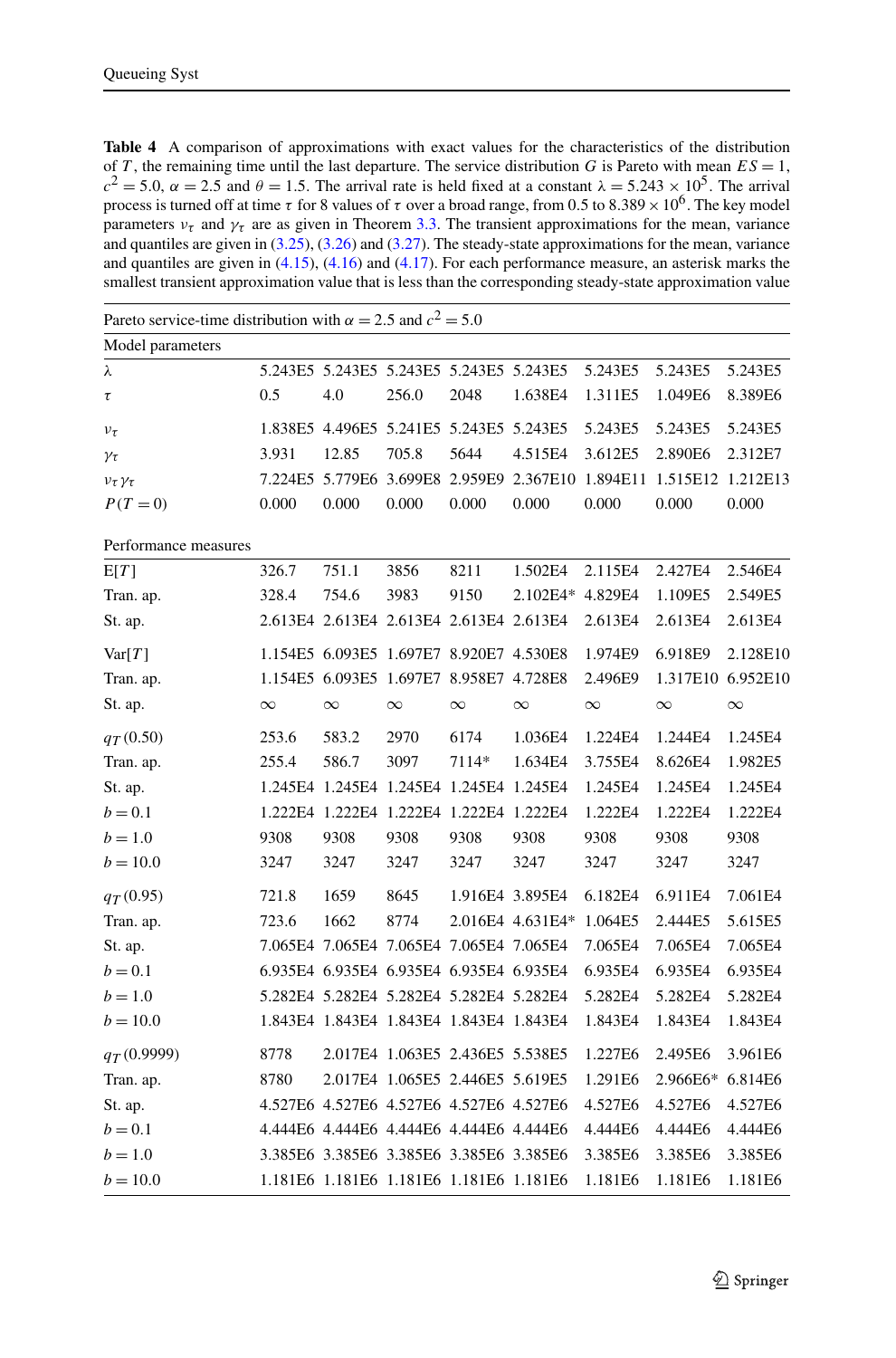**Table 4** A comparison of approximations with exact values for the characteristics of the distribution of $T$, the remaining time until the last departure. The service distribution $G$ is Pareto with mean $ES = 1$, $c^2 = 5.0$, $\alpha = 2.5$ and $\theta = 1.5$. The arrival rate is held fixed at a constant $\lambda = 5.243 \times 10^5$. The arrival process is turned off at time $\tau$ for 8 values of $\tau$ over a broad range, from 0.5 to $8.389 \times 10^6$. The key model parameters $\nu_\tau$ and $\gamma_\tau$ are as given in Theorem 3.3. The transient approximations for the mean, variance and quantiles are given in (3.25), (3.26) and (3.27). The steady-state approximations for the mean, variance and quantiles are given in (4.15), (4.16) and (4.17). For each performance measure, an asterisk marks the smallest transient approximation value that is less than the corresponding steady-state approximation value

| Pareto service-time distribution with $\alpha = 2.5$ and $c^2 = 5.0$ | | | | | | | | |
|---|---|---|---|---|---|---|---|---|
| Model parameters | | | | | | | | |
| $\lambda$ | 5.243E5 | 5.243E5 | 5.243E5 | 5.243E5 | 5.243E5 | 5.243E5 | 5.243E5 | 5.243E5 |
| $\tau$ | 0.5 | 4.0 | 256.0 | 2048 | 1.638E4 | 1.311E5 | 1.049E6 | 8.389E6 |
| $\nu_\tau$ | 1.838E5 | 4.496E5 | 5.241E5 | 5.243E5 | 5.243E5 | 5.243E5 | 5.243E5 | 5.243E5 |
| $\gamma_\tau$ | 3.931 | 12.85 | 705.8 | 5644 | 4.515E4 | 3.612E5 | 2.890E6 | 2.312E7 |
| $\nu_\tau \gamma_\tau$ | 7.224E5 | 5.779E6 | 3.699E8 | 2.959E9 | 2.367E10 | 1.894E11 | 1.515E12 | 1.212E13 |
| $P(T = 0)$ | 0.000 | 0.000 | 0.000 | 0.000 | 0.000 | 0.000 | 0.000 | 0.000 |
| Performance measures | | | | | | | | |
| E[$T$] | 326.7 | 751.1 | 3856 | 8211 | 1.502E4 | 2.115E4 | 2.427E4 | 2.546E4 |
| Tran. ap. | 328.4 | 754.6 | 3983 | 9150 | 2.102E4* | 4.829E4 | 1.109E5 | 2.549E5 |
| St. ap. | 2.613E4 | 2.613E4 | 2.613E4 | 2.613E4 | 2.613E4 | 2.613E4 | 2.613E4 | 2.613E4 |
| Var[$T$] | 1.154E5 | 6.093E5 | 1.697E7 | 8.920E7 | 4.530E8 | 1.974E9 | 6.918E9 | 2.128E10 |
| Tran. ap. | 1.154E5 | 6.093E5 | 1.697E7 | 8.958E7 | 4.728E8 | 2.496E9 | 1.317E10 | 6.952E10 |
| St. ap. | $\infty$ | $\infty$ | $\infty$ | $\infty$ | $\infty$ | $\infty$ | $\infty$ | $\infty$ |
| $q_T(0.50)$ | 253.6 | 583.2 | 2970 | 6174 | 1.036E4 | 1.224E4 | 1.244E4 | 1.245E4 |
| Tran. ap. | 255.4 | 586.7 | 3097 | 7114* | 1.634E4 | 3.755E4 | 8.626E4 | 1.982E5 |
| St. ap. | 1.245E4 | 1.245E4 | 1.245E4 | 1.245E4 | 1.245E4 | 1.245E4 | 1.245E4 | 1.245E4 |
| $b = 0.1$ | 1.222E4 | 1.222E4 | 1.222E4 | 1.222E4 | 1.222E4 | 1.222E4 | 1.222E4 | 1.222E4 |
| $b = 1.0$ | 9308 | 9308 | 9308 | 9308 | 9308 | 9308 | 9308 | 9308 |
| $b = 10.0$ | 3247 | 3247 | 3247 | 3247 | 3247 | 3247 | 3247 | 3247 |
| $q_T(0.95)$ | 721.8 | 1659 | 8645 | 1.916E4 | 3.895E4 | 6.182E4 | 6.911E4 | 7.061E4 |
| Tran. ap. | 723.6 | 1662 | 8774 | 2.016E4 | 4.631E4* | 1.064E5 | 2.444E5 | 5.615E5 |
| St. ap. | 7.065E4 | 7.065E4 | 7.065E4 | 7.065E4 | 7.065E4 | 7.065E4 | 7.065E4 | 7.065E4 |
| $b = 0.1$ | 6.935E4 | 6.935E4 | 6.935E4 | 6.935E4 | 6.935E4 | 6.935E4 | 6.935E4 | 6.935E4 |
| $b = 1.0$ | 5.282E4 | 5.282E4 | 5.282E4 | 5.282E4 | 5.282E4 | 5.282E4 | 5.282E4 | 5.282E4 |
| $b = 10.0$ | 1.843E4 | 1.843E4 | 1.843E4 | 1.843E4 | 1.843E4 | 1.843E4 | 1.843E4 | 1.843E4 |
| $q_T(0.9999)$ | 8778 | 2.017E4 | 1.063E5 | 2.436E5 | 5.538E5 | 1.227E6 | 2.495E6 | 3.961E6 |
| Tran. ap. | 8780 | 2.017E4 | 1.065E5 | 2.446E5 | 5.619E5 | 1.291E6 | 2.966E6* | 6.814E6 |
| St. ap. | 4.527E6 | 4.527E6 | 4.527E6 | 4.527E6 | 4.527E6 | 4.527E6 | 4.527E6 | 4.527E6 |
| $b = 0.1$ | 4.444E6 | 4.444E6 | 4.444E6 | 4.444E6 | 4.444E6 | 4.444E6 | 4.444E6 | 4.444E6 |
| $b = 1.0$ | 3.385E6 | 3.385E6 | 3.385E6 | 3.385E6 | 3.385E6 | 3.385E6 | 3.385E6 | 3.385E6 |
| $b = 10.0$ | 1.181E6 | 1.181E6 | 1.181E6 | 1.181E6 | 1.181E6 | 1.181E6 | 1.181E6 | 1.181E6 |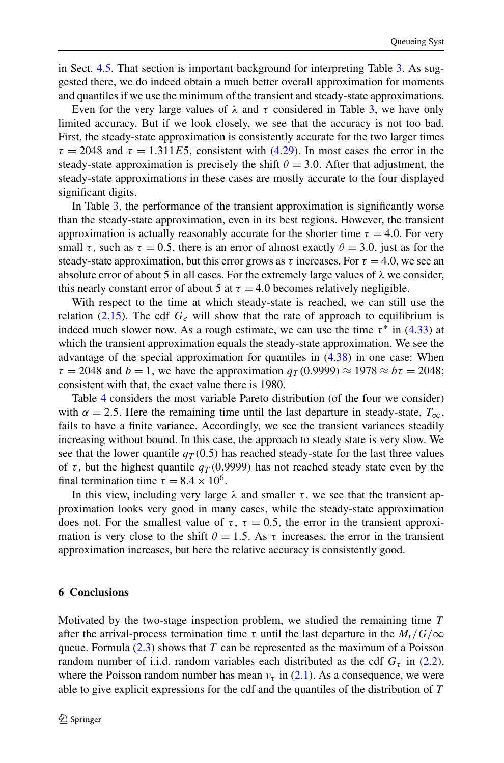in Sect. 4.5. That section is important background for interpreting Table 3. As suggested there, we do indeed obtain a much better overall approximation for moments and quantiles if we use the minimum of the transient and steady-state approximations.

Even for the very large values of $\lambda$ and $\tau$ considered in Table 3, we have only limited accuracy. But if we look closely, we see that the accuracy is not too bad. First, the steady-state approximation is consistently accurate for the two larger times $\tau = 2048$ and $\tau = 1.311E5$, consistent with (4.29). In most cases the error in the steady-state approximation is precisely the shift $\theta = 3.0$. After that adjustment, the steady-state approximations in these cases are mostly accurate to the four displayed significant digits.

In Table 3, the performance of the transient approximation is significantly worse than the steady-state approximation, even in its best regions. However, the transient approximation is actually reasonably accurate for the shorter time $\tau = 4.0$. For very small $\tau$, such as $\tau = 0.5$, there is an error of almost exactly $\theta = 3.0$, just as for the steady-state approximation, but this error grows as $\tau$ increases. For $\tau = 4.0$, we see an absolute error of about 5 in all cases. For the extremely large values of $\lambda$ we consider, this nearly constant error of about 5 at $\tau = 4.0$ becomes relatively negligible.

With respect to the time at which steady-state is reached, we can still use the relation (2.15). The cdf $G_e$ will show that the rate of approach to equilibrium is indeed much slower now. As a rough estimate, we can use the time $\tau^*$ in (4.33) at which the transient approximation equals the steady-state approximation. We see the advantage of the special approximation for quantiles in (4.38) in one case: When $\tau = 2048$ and $b = 1$, we have the approximation $q_T(0.9999) \approx 1978 \approx b\tau = 2048$; consistent with that, the exact value there is 1980.

Table 4 considers the most variable Pareto distribution (of the four we consider) with $\alpha = 2.5$. Here the remaining time until the last departure in steady-state, $T_\infty$, fails to have a finite variance. Accordingly, we see the transient variances steadily increasing without bound. In this case, the approach to steady state is very slow. We see that the lower quantile $q_T(0.5)$ has reached steady-state for the last three values of $\tau$, but the highest quantile $q_T(0.9999)$ has not reached steady state even by the final termination time $\tau = 8.4 \times 10^6$.

In this view, including very large $\lambda$ and smaller $\tau$, we see that the transient approximation looks very good in many cases, while the steady-state approximation does not. For the smallest value of $\tau$, $\tau = 0.5$, the error in the transient approximation is very close to the shift $\theta = 1.5$. As $\tau$ increases, the error in the transient approximation increases, but here the relative accuracy is consistently good.

## 6 Conclusions

Motivated by the two-stage inspection problem, we studied the remaining time $T$ after the arrival-process termination time $\tau$ until the last departure in the $M_t/G/\infty$ queue. Formula (2.3) shows that $T$ can be represented as the maximum of a Poisson random number of i.i.d. random variables each distributed as the cdf $G_\tau$ in (2.2), where the Poisson random number has mean $\nu_\tau$ in (2.1). As a consequence, we were able to give explicit expressions for the cdf and the quantiles of the distribution of $T$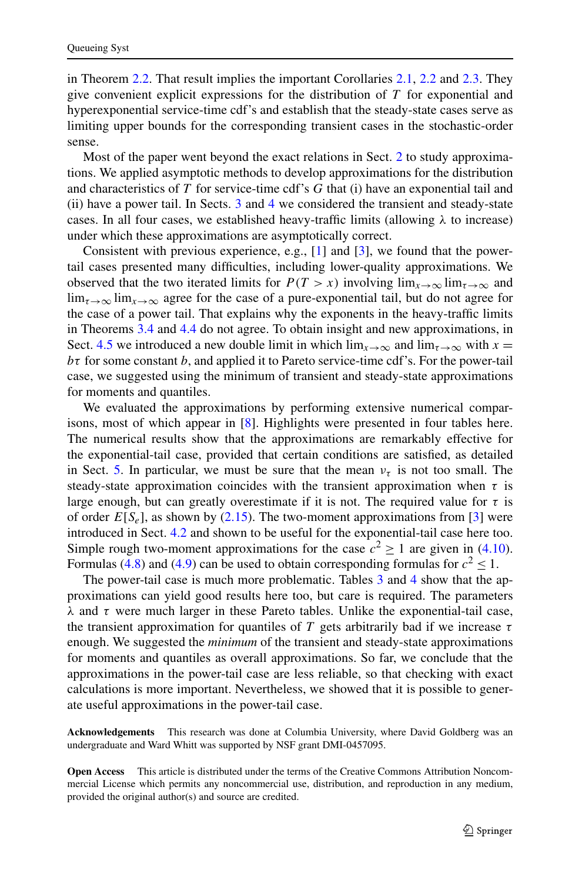in Theorem 2.2. That result implies the important Corollaries 2.1, 2.2 and 2.3. They give convenient explicit expressions for the distribution of $T$ for exponential and hyperexponential service-time cdf's and establish that the steady-state cases serve as limiting upper bounds for the corresponding transient cases in the stochastic-order sense.

Most of the paper went beyond the exact relations in Sect. 2 to study approximations. We applied asymptotic methods to develop approximations for the distribution and characteristics of $T$ for service-time cdf's $G$ that (i) have an exponential tail and (ii) have a power tail. In Sects. 3 and 4 we considered the transient and steady-state cases. In all four cases, we established heavy-traffic limits (allowing $\lambda$ to increase) under which these approximations are asymptotically correct.

Consistent with previous experience, e.g., [1] and [3], we found that the power-tail cases presented many difficulties, including lower-quality approximations. We observed that the two iterated limits for $P(T > x)$ involving $\lim_{x\to\infty} \lim_{\tau\to\infty}$ and $\lim_{\tau\to\infty} \lim_{x\to\infty}$ agree for the case of a pure-exponential tail, but do not agree for the case of a power tail. That explains why the exponents in the heavy-traffic limits in Theorems 3.4 and 4.4 do not agree. To obtain insight and new approximations, in Sect. 4.5 we introduced a new double limit in which $\lim_{x\to\infty}$ and $\lim_{\tau\to\infty}$ with $x = b\tau$ for some constant $b$, and applied it to Pareto service-time cdf's. For the power-tail case, we suggested using the minimum of transient and steady-state approximations for moments and quantiles.

We evaluated the approximations by performing extensive numerical comparisons, most of which appear in [8]. Highlights were presented in four tables here. The numerical results show that the approximations are remarkably effective for the exponential-tail case, provided that certain conditions are satisfied, as detailed in Sect. 5. In particular, we must be sure that the mean $\nu_\tau$ is not too small. The steady-state approximation coincides with the transient approximation when $\tau$ is large enough, but can greatly overestimate if it is not. The required value for $\tau$ is of order $E[S_e]$, as shown by (2.15). The two-moment approximations from [3] were introduced in Sect. 4.2 and shown to be useful for the exponential-tail case here too. Simple rough two-moment approximations for the case $c^2 \geq 1$ are given in (4.10). Formulas (4.8) and (4.9) can be used to obtain corresponding formulas for $c^2 \leq 1$.

The power-tail case is much more problematic. Tables 3 and 4 show that the approximations can yield good results here too, but care is required. The parameters $\lambda$ and $\tau$ were much larger in these Pareto tables. Unlike the exponential-tail case, the transient approximation for quantiles of $T$ gets arbitrarily bad if we increase $\tau$ enough. We suggested the *minimum* of the transient and steady-state approximations for moments and quantiles as overall approximations. So far, we conclude that the approximations in the power-tail case are less reliable, so that checking with exact calculations is more important. Nevertheless, we showed that it is possible to generate useful approximations in the power-tail case.

**Acknowledgements** This research was done at Columbia University, where David Goldberg was an undergraduate and Ward Whitt was supported by NSF grant DMI-0457095.

**Open Access** This article is distributed under the terms of the Creative Commons Attribution Noncommercial License which permits any noncommercial use, distribution, and reproduction in any medium, provided the original author(s) and source are credited.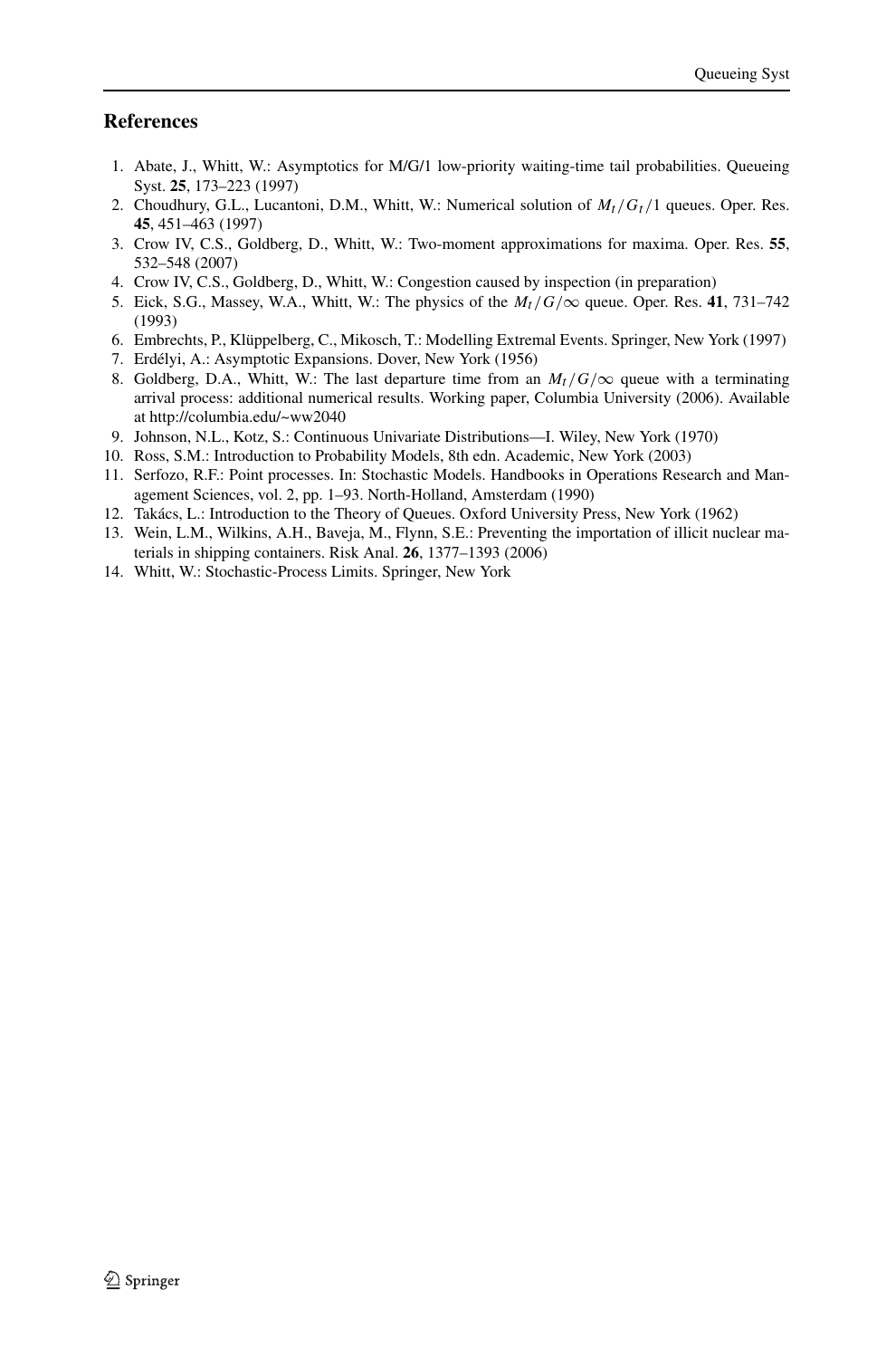## References

1. Abate, J., Whitt, W.: Asymptotics for M/G/1 low-priority waiting-time tail probabilities. Queueing Syst. **25**, 173–223 (1997)
2. Choudhury, G.L., Lucantoni, D.M., Whitt, W.: Numerical solution of $M_t/G_t/1$ queues. Oper. Res. **45**, 451–463 (1997)
3. Crow IV, C.S., Goldberg, D., Whitt, W.: Two-moment approximations for maxima. Oper. Res. **55**, 532–548 (2007)
4. Crow IV, C.S., Goldberg, D., Whitt, W.: Congestion caused by inspection (in preparation)
5. Eick, S.G., Massey, W.A., Whitt, W.: The physics of the $M_t/G/\infty$ queue. Oper. Res. **41**, 731–742 (1993)
6. Embrechts, P., Klüppelberg, C., Mikosch, T.: Modelling Extremal Events. Springer, New York (1997)
7. Erdélyi, A.: Asymptotic Expansions. Dover, New York (1956)
8. Goldberg, D.A., Whitt, W.: The last departure time from an $M_t/G/\infty$ queue with a terminating arrival process: additional numerical results. Working paper, Columbia University (2006). Available at http://columbia.edu/~ww2040
9. Johnson, N.L., Kotz, S.: Continuous Univariate Distributions—I. Wiley, New York (1970)
10. Ross, S.M.: Introduction to Probability Models, 8th edn. Academic, New York (2003)
11. Serfozo, R.F.: Point processes. In: Stochastic Models. Handbooks in Operations Research and Management Sciences, vol. 2, pp. 1–93. North-Holland, Amsterdam (1990)
12. Takács, L.: Introduction to the Theory of Queues. Oxford University Press, New York (1962)
13. Wein, L.M., Wilkins, A.H., Baveja, M., Flynn, S.E.: Preventing the importation of illicit nuclear materials in shipping containers. Risk Anal. **26**, 1377–1393 (2006)
14. Whitt, W.: Stochastic-Process Limits. Springer, New York